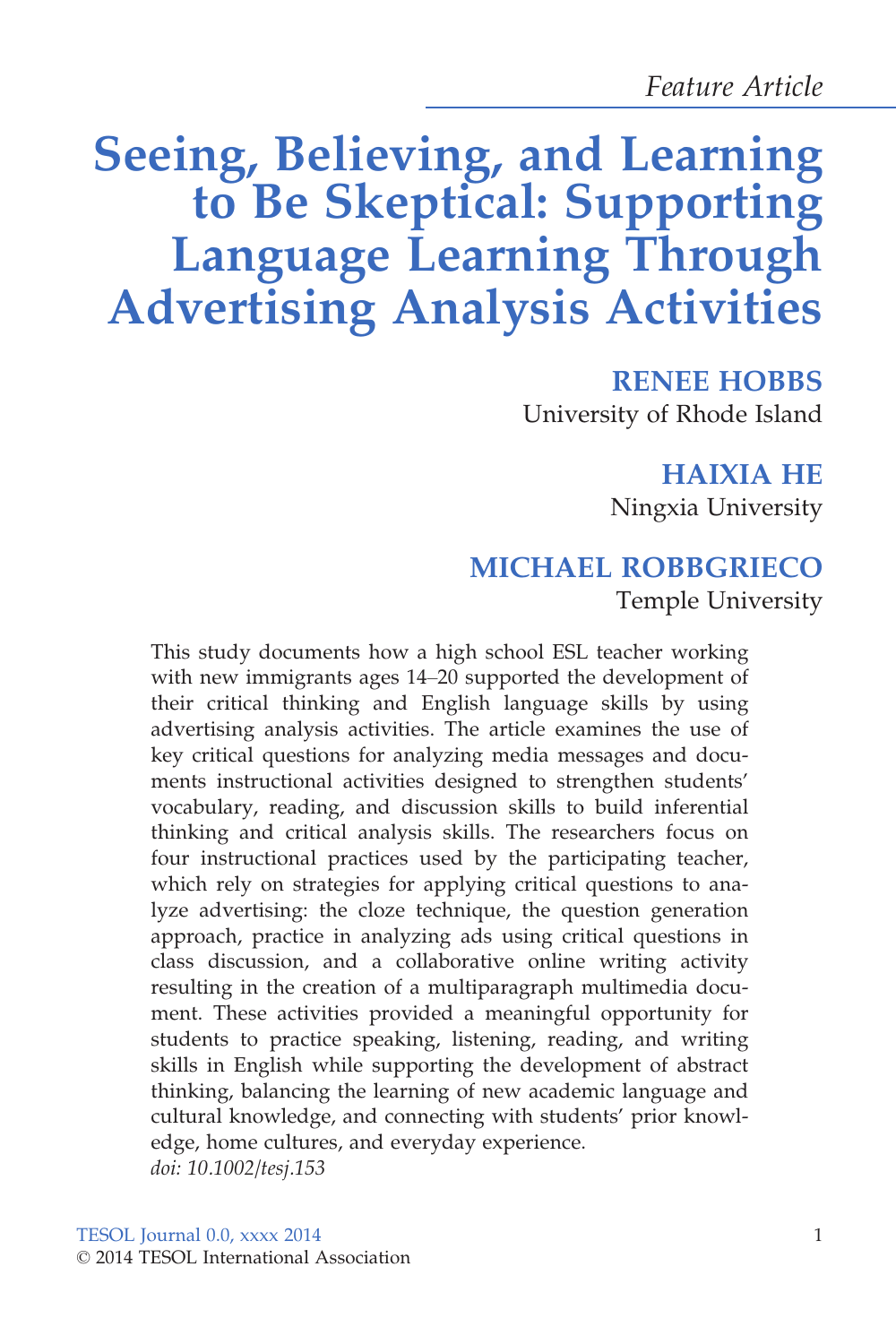*Feature Article*

# Seeing, Believing, and Learning to Be Skeptical: Supporting Language Learning Through Advertising Analysis Activities

**RENEE HOBBS**
University of Rhode Island

**HAIXIA HE**
Ningxia University

**MICHAEL ROBBGRIECO**
Temple University

This study documents how a high school ESL teacher working with new immigrants ages 14–20 supported the development of their critical thinking and English language skills by using advertising analysis activities. The article examines the use of key critical questions for analyzing media messages and documents instructional activities designed to strengthen students' vocabulary, reading, and discussion skills to build inferential thinking and critical analysis skills. The researchers focus on four instructional practices used by the participating teacher, which rely on strategies for applying critical questions to analyze advertising: the cloze technique, the question generation approach, practice in analyzing ads using critical questions in class discussion, and a collaborative online writing activity resulting in the creation of a multiparagraph multimedia document. These activities provided a meaningful opportunity for students to practice speaking, listening, reading, and writing skills in English while supporting the development of abstract thinking, balancing the learning of new academic language and cultural knowledge, and connecting with students' prior knowledge, home cultures, and everyday experience.
*doi: 10.1002/tesj.153*

© 2014 TESOL International Association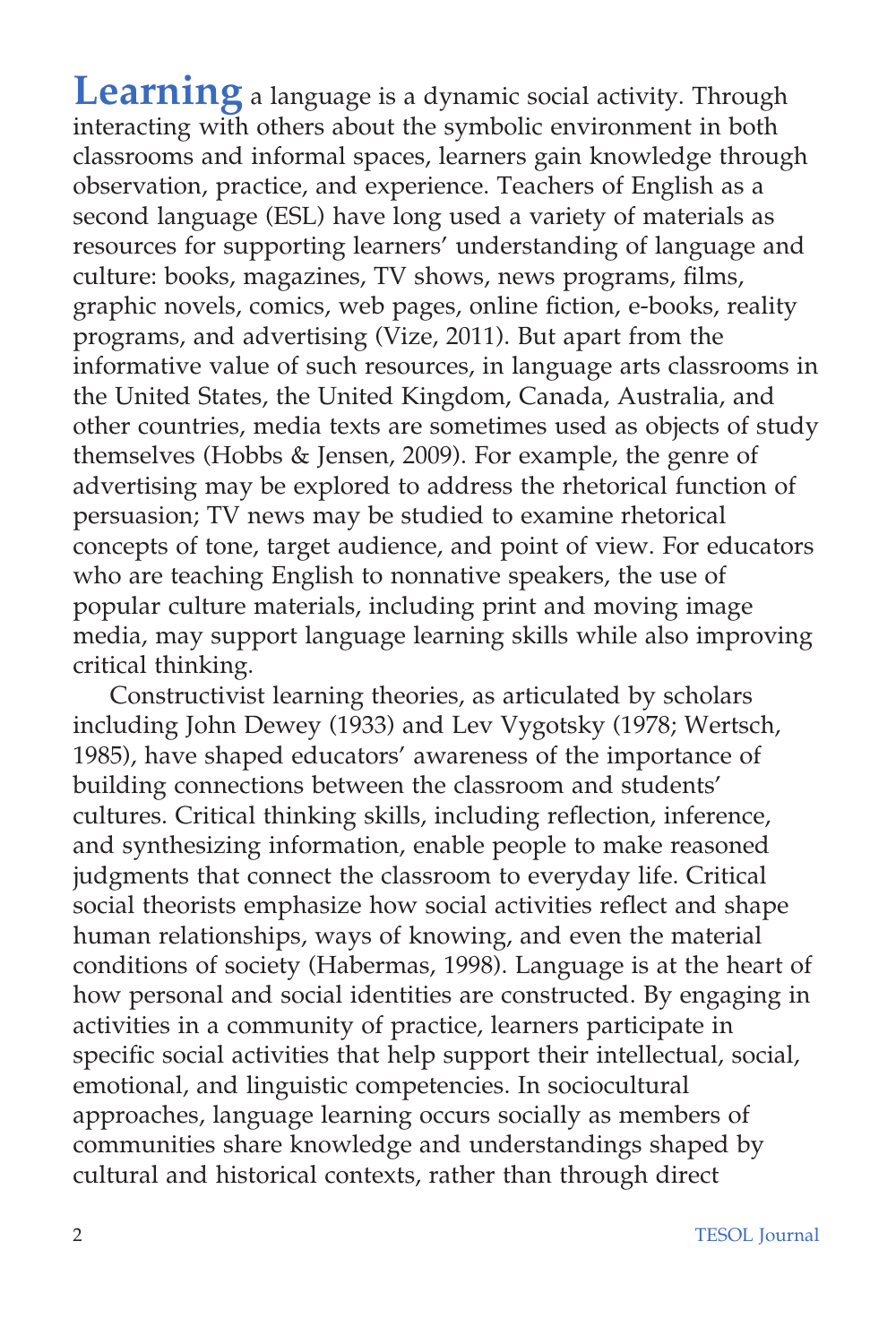**Learning** a language is a dynamic social activity. Through interacting with others about the symbolic environment in both classrooms and informal spaces, learners gain knowledge through observation, practice, and experience. Teachers of English as a second language (ESL) have long used a variety of materials as resources for supporting learners' understanding of language and culture: books, magazines, TV shows, news programs, films, graphic novels, comics, web pages, online fiction, e-books, reality programs, and advertising (Vize, 2011). But apart from the informative value of such resources, in language arts classrooms in the United States, the United Kingdom, Canada, Australia, and other countries, media texts are sometimes used as objects of study themselves (Hobbs & Jensen, 2009). For example, the genre of advertising may be explored to address the rhetorical function of persuasion; TV news may be studied to examine rhetorical concepts of tone, target audience, and point of view. For educators who are teaching English to nonnative speakers, the use of popular culture materials, including print and moving image media, may support language learning skills while also improving critical thinking.

Constructivist learning theories, as articulated by scholars including John Dewey (1933) and Lev Vygotsky (1978; Wertsch, 1985), have shaped educators' awareness of the importance of building connections between the classroom and students' cultures. Critical thinking skills, including reflection, inference, and synthesizing information, enable people to make reasoned judgments that connect the classroom to everyday life. Critical social theorists emphasize how social activities reflect and shape human relationships, ways of knowing, and even the material conditions of society (Habermas, 1998). Language is at the heart of how personal and social identities are constructed. By engaging in activities in a community of practice, learners participate in specific social activities that help support their intellectual, social, emotional, and linguistic competencies. In sociocultural approaches, language learning occurs socially as members of communities share knowledge and understandings shaped by cultural and historical contexts, rather than through direct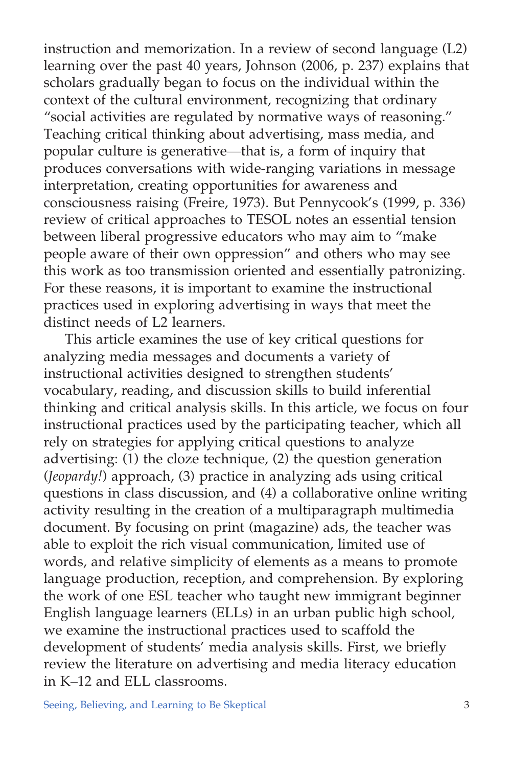instruction and memorization. In a review of second language (L2) learning over the past 40 years, Johnson (2006, p. 237) explains that scholars gradually began to focus on the individual within the context of the cultural environment, recognizing that ordinary "social activities are regulated by normative ways of reasoning." Teaching critical thinking about advertising, mass media, and popular culture is generative—that is, a form of inquiry that produces conversations with wide-ranging variations in message interpretation, creating opportunities for awareness and consciousness raising (Freire, 1973). But Pennycook's (1999, p. 336) review of critical approaches to TESOL notes an essential tension between liberal progressive educators who may aim to "make people aware of their own oppression" and others who may see this work as too transmission oriented and essentially patronizing. For these reasons, it is important to examine the instructional practices used in exploring advertising in ways that meet the distinct needs of L2 learners.

This article examines the use of key critical questions for analyzing media messages and documents a variety of instructional activities designed to strengthen students' vocabulary, reading, and discussion skills to build inferential thinking and critical analysis skills. In this article, we focus on four instructional practices used by the participating teacher, which all rely on strategies for applying critical questions to analyze advertising: (1) the cloze technique, (2) the question generation (*Jeopardy!*) approach, (3) practice in analyzing ads using critical questions in class discussion, and (4) a collaborative online writing activity resulting in the creation of a multiparagraph multimedia document. By focusing on print (magazine) ads, the teacher was able to exploit the rich visual communication, limited use of words, and relative simplicity of elements as a means to promote language production, reception, and comprehension. By exploring the work of one ESL teacher who taught new immigrant beginner English language learners (ELLs) in an urban public high school, we examine the instructional practices used to scaffold the development of students' media analysis skills. First, we briefly review the literature on advertising and media literacy education in K–12 and ELL classrooms.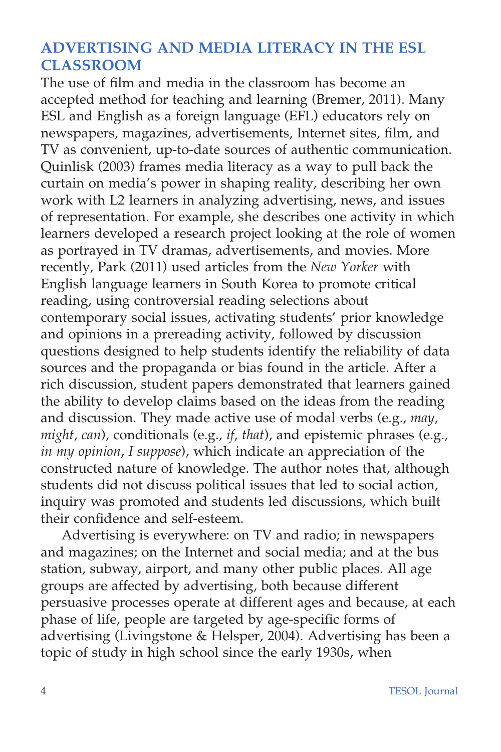## ADVERTISING AND MEDIA LITERACY IN THE ESL CLASSROOM

The use of film and media in the classroom has become an accepted method for teaching and learning (Bremer, 2011). Many ESL and English as a foreign language (EFL) educators rely on newspapers, magazines, advertisements, Internet sites, film, and TV as convenient, up-to-date sources of authentic communication. Quinlisk (2003) frames media literacy as a way to pull back the curtain on media's power in shaping reality, describing her own work with L2 learners in analyzing advertising, news, and issues of representation. For example, she describes one activity in which learners developed a research project looking at the role of women as portrayed in TV dramas, advertisements, and movies. More recently, Park (2011) used articles from the *New Yorker* with English language learners in South Korea to promote critical reading, using controversial reading selections about contemporary social issues, activating students' prior knowledge and opinions in a prereading activity, followed by discussion questions designed to help students identify the reliability of data sources and the propaganda or bias found in the article. After a rich discussion, student papers demonstrated that learners gained the ability to develop claims based on the ideas from the reading and discussion. They made active use of modal verbs (e.g., *may*, *might*, *can*), conditionals (e.g., *if*, *that*), and epistemic phrases (e.g., *in my opinion*, *I suppose*), which indicate an appreciation of the constructed nature of knowledge. The author notes that, although students did not discuss political issues that led to social action, inquiry was promoted and students led discussions, which built their confidence and self-esteem.

Advertising is everywhere: on TV and radio; in newspapers and magazines; on the Internet and social media; and at the bus station, subway, airport, and many other public places. All age groups are affected by advertising, both because different persuasive processes operate at different ages and because, at each phase of life, people are targeted by age-specific forms of advertising (Livingstone & Helsper, 2004). Advertising has been a topic of study in high school since the early 1930s, when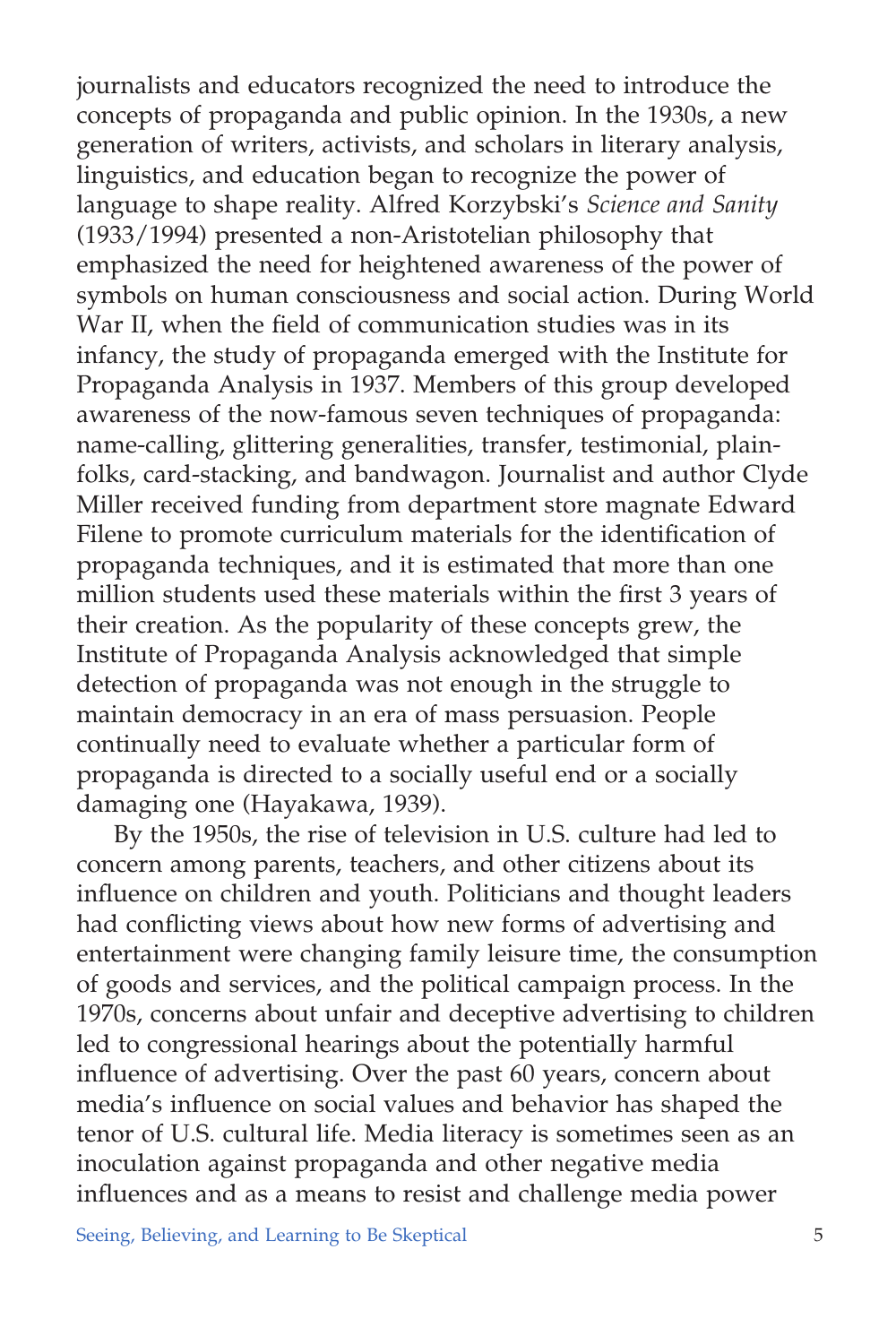journalists and educators recognized the need to introduce the concepts of propaganda and public opinion. In the 1930s, a new generation of writers, activists, and scholars in literary analysis, linguistics, and education began to recognize the power of language to shape reality. Alfred Korzybski's *Science and Sanity* (1933/1994) presented a non-Aristotelian philosophy that emphasized the need for heightened awareness of the power of symbols on human consciousness and social action. During World War II, when the field of communication studies was in its infancy, the study of propaganda emerged with the Institute for Propaganda Analysis in 1937. Members of this group developed awareness of the now-famous seven techniques of propaganda: name-calling, glittering generalities, transfer, testimonial, plain-folks, card-stacking, and bandwagon. Journalist and author Clyde Miller received funding from department store magnate Edward Filene to promote curriculum materials for the identification of propaganda techniques, and it is estimated that more than one million students used these materials within the first 3 years of their creation. As the popularity of these concepts grew, the Institute of Propaganda Analysis acknowledged that simple detection of propaganda was not enough in the struggle to maintain democracy in an era of mass persuasion. People continually need to evaluate whether a particular form of propaganda is directed to a socially useful end or a socially damaging one (Hayakawa, 1939).

By the 1950s, the rise of television in U.S. culture had led to concern among parents, teachers, and other citizens about its influence on children and youth. Politicians and thought leaders had conflicting views about how new forms of advertising and entertainment were changing family leisure time, the consumption of goods and services, and the political campaign process. In the 1970s, concerns about unfair and deceptive advertising to children led to congressional hearings about the potentially harmful influence of advertising. Over the past 60 years, concern about media's influence on social values and behavior has shaped the tenor of U.S. cultural life. Media literacy is sometimes seen as an inoculation against propaganda and other negative media influences and as a means to resist and challenge media power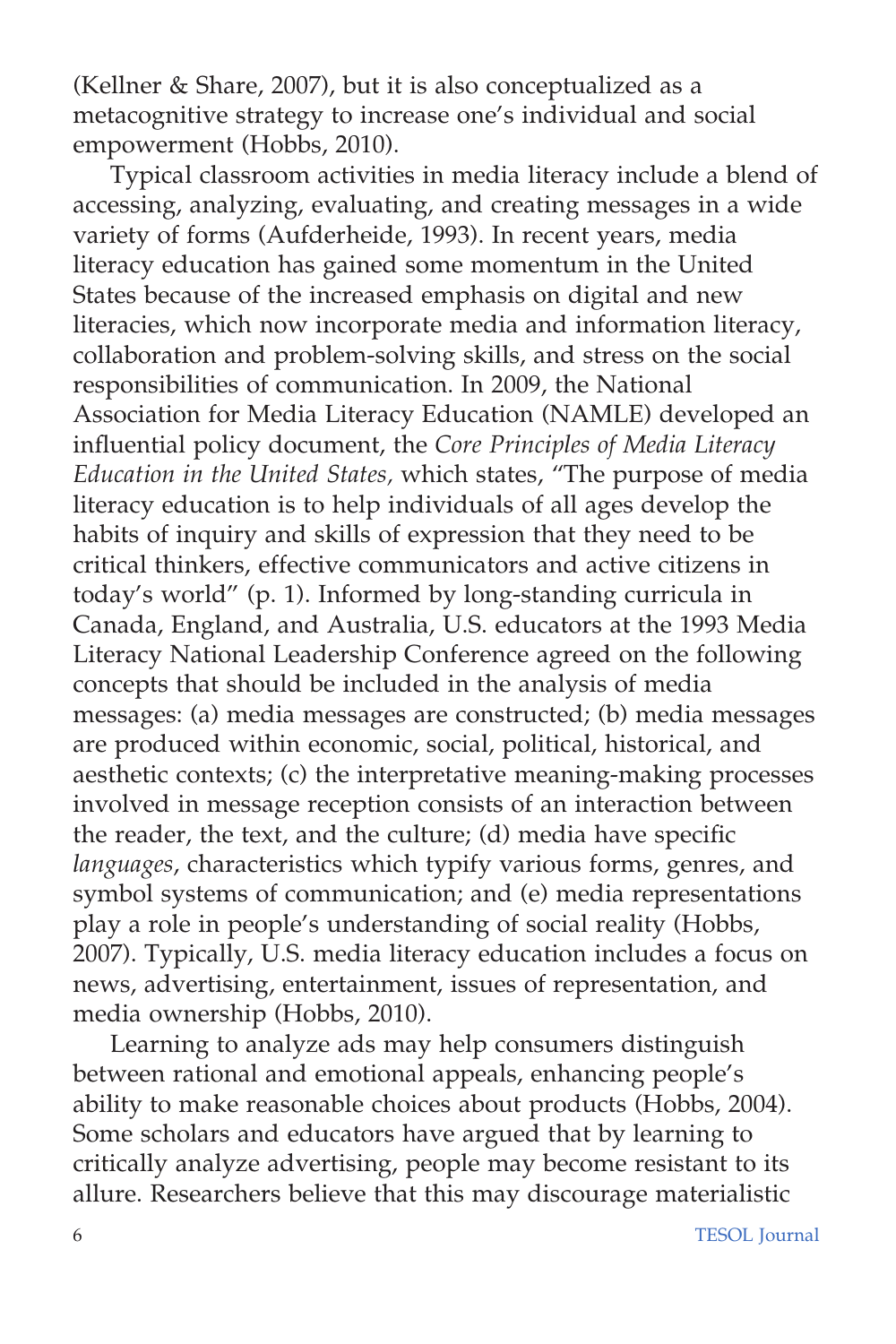(Kellner & Share, 2007), but it is also conceptualized as a metacognitive strategy to increase one's individual and social empowerment (Hobbs, 2010).

Typical classroom activities in media literacy include a blend of accessing, analyzing, evaluating, and creating messages in a wide variety of forms (Aufderheide, 1993). In recent years, media literacy education has gained some momentum in the United States because of the increased emphasis on digital and new literacies, which now incorporate media and information literacy, collaboration and problem-solving skills, and stress on the social responsibilities of communication. In 2009, the National Association for Media Literacy Education (NAMLE) developed an influential policy document, the *Core Principles of Media Literacy Education in the United States,* which states, "The purpose of media literacy education is to help individuals of all ages develop the habits of inquiry and skills of expression that they need to be critical thinkers, effective communicators and active citizens in today's world" (p. 1). Informed by long-standing curricula in Canada, England, and Australia, U.S. educators at the 1993 Media Literacy National Leadership Conference agreed on the following concepts that should be included in the analysis of media messages: (a) media messages are constructed; (b) media messages are produced within economic, social, political, historical, and aesthetic contexts; (c) the interpretative meaning-making processes involved in message reception consists of an interaction between the reader, the text, and the culture; (d) media have specific *languages*, characteristics which typify various forms, genres, and symbol systems of communication; and (e) media representations play a role in people's understanding of social reality (Hobbs, 2007). Typically, U.S. media literacy education includes a focus on news, advertising, entertainment, issues of representation, and media ownership (Hobbs, 2010).

Learning to analyze ads may help consumers distinguish between rational and emotional appeals, enhancing people's ability to make reasonable choices about products (Hobbs, 2004). Some scholars and educators have argued that by learning to critically analyze advertising, people may become resistant to its allure. Researchers believe that this may discourage materialistic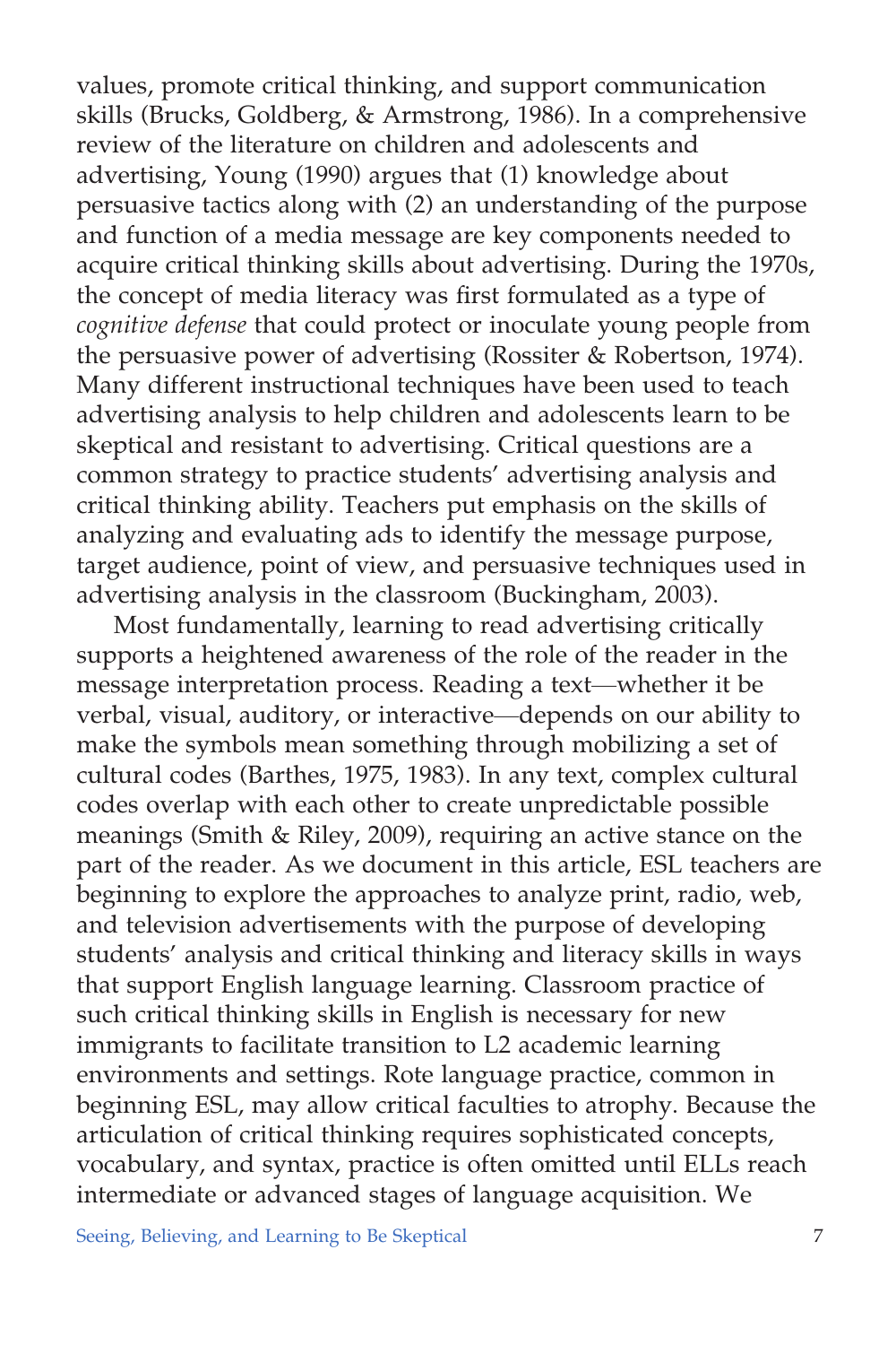values, promote critical thinking, and support communication skills (Brucks, Goldberg, & Armstrong, 1986). In a comprehensive review of the literature on children and adolescents and advertising, Young (1990) argues that (1) knowledge about persuasive tactics along with (2) an understanding of the purpose and function of a media message are key components needed to acquire critical thinking skills about advertising. During the 1970s, the concept of media literacy was first formulated as a type of *cognitive defense* that could protect or inoculate young people from the persuasive power of advertising (Rossiter & Robertson, 1974). Many different instructional techniques have been used to teach advertising analysis to help children and adolescents learn to be skeptical and resistant to advertising. Critical questions are a common strategy to practice students' advertising analysis and critical thinking ability. Teachers put emphasis on the skills of analyzing and evaluating ads to identify the message purpose, target audience, point of view, and persuasive techniques used in advertising analysis in the classroom (Buckingham, 2003).

Most fundamentally, learning to read advertising critically supports a heightened awareness of the role of the reader in the message interpretation process. Reading a text—whether it be verbal, visual, auditory, or interactive—depends on our ability to make the symbols mean something through mobilizing a set of cultural codes (Barthes, 1975, 1983). In any text, complex cultural codes overlap with each other to create unpredictable possible meanings (Smith & Riley, 2009), requiring an active stance on the part of the reader. As we document in this article, ESL teachers are beginning to explore the approaches to analyze print, radio, web, and television advertisements with the purpose of developing students' analysis and critical thinking and literacy skills in ways that support English language learning. Classroom practice of such critical thinking skills in English is necessary for new immigrants to facilitate transition to L2 academic learning environments and settings. Rote language practice, common in beginning ESL, may allow critical faculties to atrophy. Because the articulation of critical thinking requires sophisticated concepts, vocabulary, and syntax, practice is often omitted until ELLs reach intermediate or advanced stages of language acquisition. We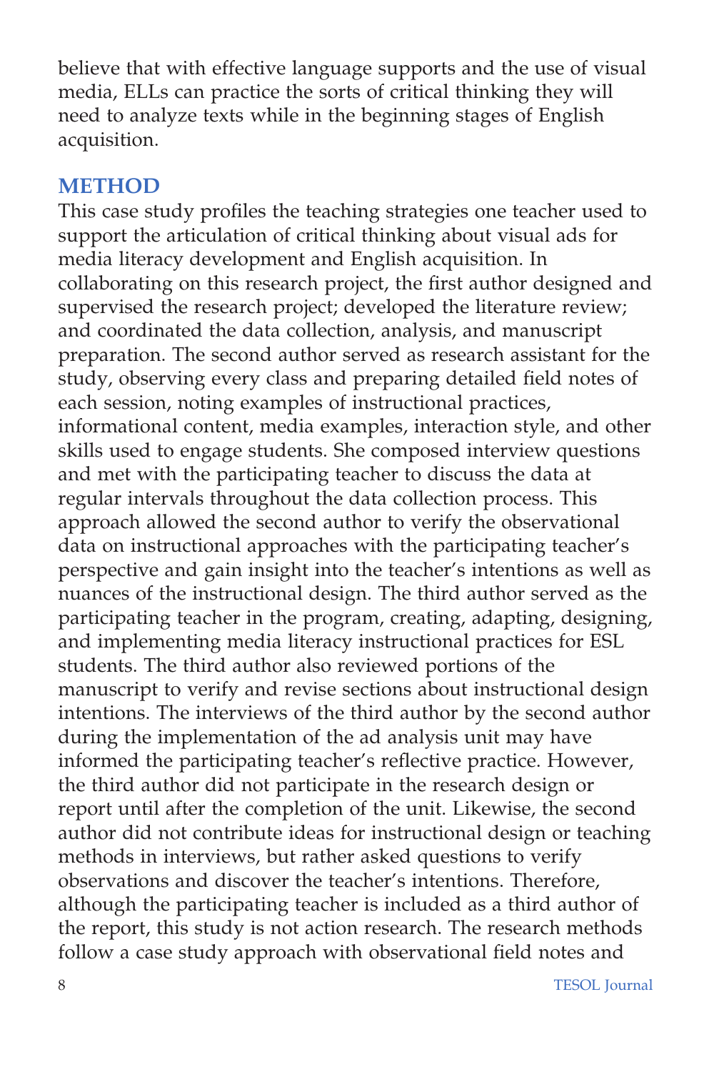believe that with effective language supports and the use of visual media, ELLs can practice the sorts of critical thinking they will need to analyze texts while in the beginning stages of English acquisition.

## METHOD

This case study profiles the teaching strategies one teacher used to support the articulation of critical thinking about visual ads for media literacy development and English acquisition. In collaborating on this research project, the first author designed and supervised the research project; developed the literature review; and coordinated the data collection, analysis, and manuscript preparation. The second author served as research assistant for the study, observing every class and preparing detailed field notes of each session, noting examples of instructional practices, informational content, media examples, interaction style, and other skills used to engage students. She composed interview questions and met with the participating teacher to discuss the data at regular intervals throughout the data collection process. This approach allowed the second author to verify the observational data on instructional approaches with the participating teacher's perspective and gain insight into the teacher's intentions as well as nuances of the instructional design. The third author served as the participating teacher in the program, creating, adapting, designing, and implementing media literacy instructional practices for ESL students. The third author also reviewed portions of the manuscript to verify and revise sections about instructional design intentions. The interviews of the third author by the second author during the implementation of the ad analysis unit may have informed the participating teacher's reflective practice. However, the third author did not participate in the research design or report until after the completion of the unit. Likewise, the second author did not contribute ideas for instructional design or teaching methods in interviews, but rather asked questions to verify observations and discover the teacher's intentions. Therefore, although the participating teacher is included as a third author of the report, this study is not action research. The research methods follow a case study approach with observational field notes and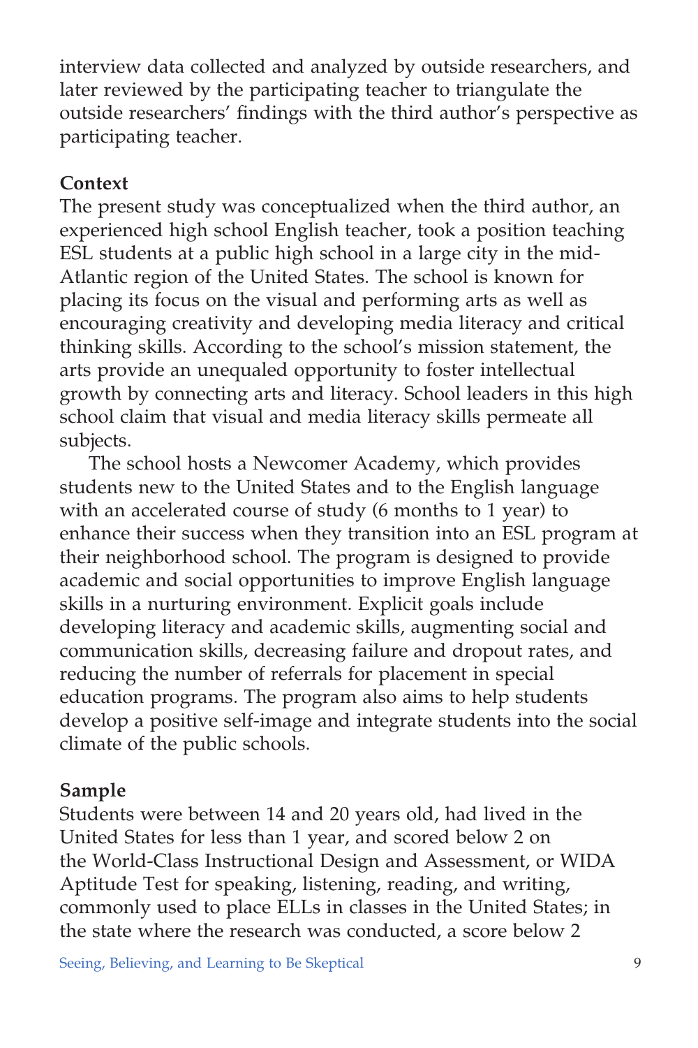interview data collected and analyzed by outside researchers, and later reviewed by the participating teacher to triangulate the outside researchers' findings with the third author's perspective as participating teacher.

**Context**

The present study was conceptualized when the third author, an experienced high school English teacher, took a position teaching ESL students at a public high school in a large city in the mid-Atlantic region of the United States. The school is known for placing its focus on the visual and performing arts as well as encouraging creativity and developing media literacy and critical thinking skills. According to the school's mission statement, the arts provide an unequaled opportunity to foster intellectual growth by connecting arts and literacy. School leaders in this high school claim that visual and media literacy skills permeate all subjects.

The school hosts a Newcomer Academy, which provides students new to the United States and to the English language with an accelerated course of study (6 months to 1 year) to enhance their success when they transition into an ESL program at their neighborhood school. The program is designed to provide academic and social opportunities to improve English language skills in a nurturing environment. Explicit goals include developing literacy and academic skills, augmenting social and communication skills, decreasing failure and dropout rates, and reducing the number of referrals for placement in special education programs. The program also aims to help students develop a positive self-image and integrate students into the social climate of the public schools.

**Sample**

Students were between 14 and 20 years old, had lived in the United States for less than 1 year, and scored below 2 on the World-Class Instructional Design and Assessment, or WIDA Aptitude Test for speaking, listening, reading, and writing, commonly used to place ELLs in classes in the United States; in the state where the research was conducted, a score below 2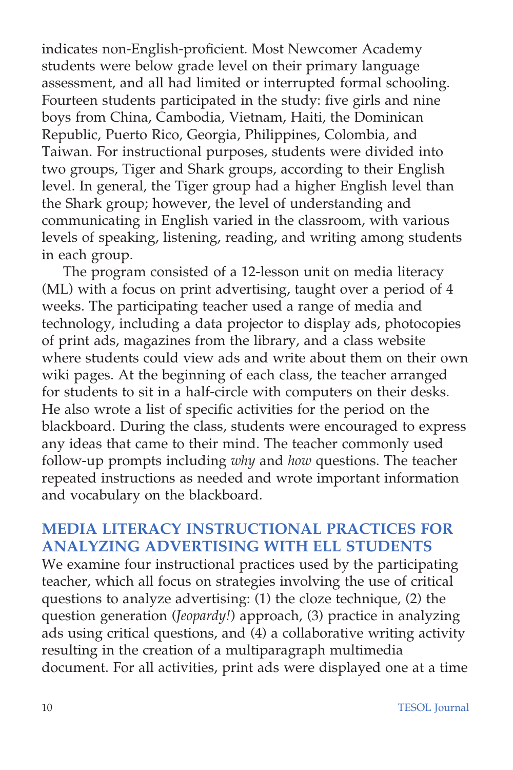indicates non-English-proficient. Most Newcomer Academy students were below grade level on their primary language assessment, and all had limited or interrupted formal schooling. Fourteen students participated in the study: five girls and nine boys from China, Cambodia, Vietnam, Haiti, the Dominican Republic, Puerto Rico, Georgia, Philippines, Colombia, and Taiwan. For instructional purposes, students were divided into two groups, Tiger and Shark groups, according to their English level. In general, the Tiger group had a higher English level than the Shark group; however, the level of understanding and communicating in English varied in the classroom, with various levels of speaking, listening, reading, and writing among students in each group.

The program consisted of a 12-lesson unit on media literacy (ML) with a focus on print advertising, taught over a period of 4 weeks. The participating teacher used a range of media and technology, including a data projector to display ads, photocopies of print ads, magazines from the library, and a class website where students could view ads and write about them on their own wiki pages. At the beginning of each class, the teacher arranged for students to sit in a half-circle with computers on their desks. He also wrote a list of specific activities for the period on the blackboard. During the class, students were encouraged to express any ideas that came to their mind. The teacher commonly used follow-up prompts including *why* and *how* questions. The teacher repeated instructions as needed and wrote important information and vocabulary on the blackboard.

## MEDIA LITERACY INSTRUCTIONAL PRACTICES FOR ANALYZING ADVERTISING WITH ELL STUDENTS

We examine four instructional practices used by the participating teacher, which all focus on strategies involving the use of critical questions to analyze advertising: (1) the cloze technique, (2) the question generation (*Jeopardy!*) approach, (3) practice in analyzing ads using critical questions, and (4) a collaborative writing activity resulting in the creation of a multiparagraph multimedia document. For all activities, print ads were displayed one at a time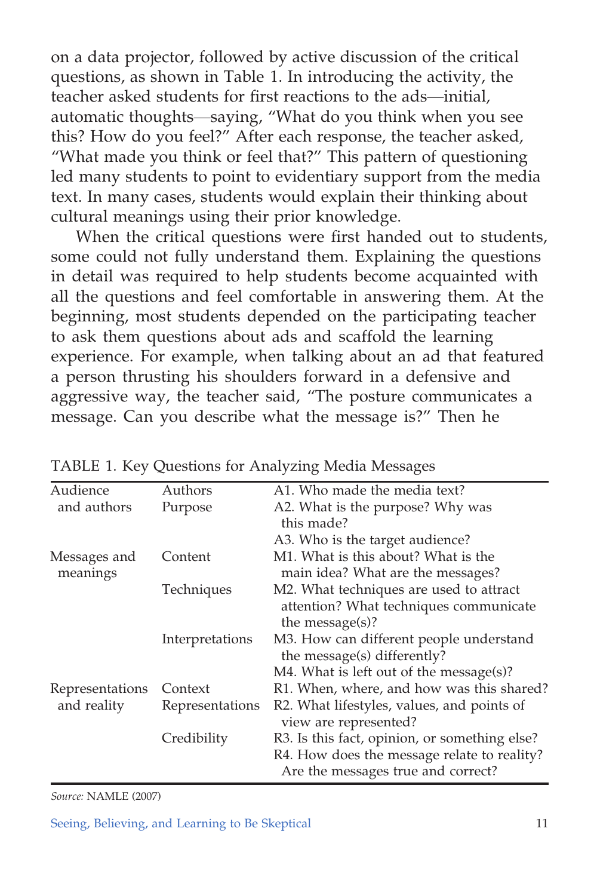on a data projector, followed by active discussion of the critical questions, as shown in Table 1. In introducing the activity, the teacher asked students for first reactions to the ads—initial, automatic thoughts—saying, "What do you think when you see this? How do you feel?" After each response, the teacher asked, "What made you think or feel that?" This pattern of questioning led many students to point to evidentiary support from the media text. In many cases, students would explain their thinking about cultural meanings using their prior knowledge.

When the critical questions were first handed out to students, some could not fully understand them. Explaining the questions in detail was required to help students become acquainted with all the questions and feel comfortable in answering them. At the beginning, most students depended on the participating teacher to ask them questions about ads and scaffold the learning experience. For example, when talking about an ad that featured a person thrusting his shoulders forward in a defensive and aggressive way, the teacher said, "The posture communicates a message. Can you describe what the message is?" Then he

TABLE 1. Key Questions for Analyzing Media Messages

| | | |
|---|---|---|
| Audience and authors | Authors | A1. Who made the media text? |
| | Purpose | A2. What is the purpose? Why was this made? |
| | | A3. Who is the target audience? |
| Messages and meanings | Content | M1. What is this about? What is the main idea? What are the messages? |
| | Techniques | M2. What techniques are used to attract attention? What techniques communicate the message(s)? |
| | Interpretations | M3. How can different people understand the message(s) differently? |
| | | M4. What is left out of the message(s)? |
| Representations and reality | Context | R1. When, where, and how was this shared? |
| | Representations | R2. What lifestyles, values, and points of view are represented? |
| | Credibility | R3. Is this fact, opinion, or something else? |
| | | R4. How does the message relate to reality? Are the messages true and correct? |

*Source:* NAMLE (2007)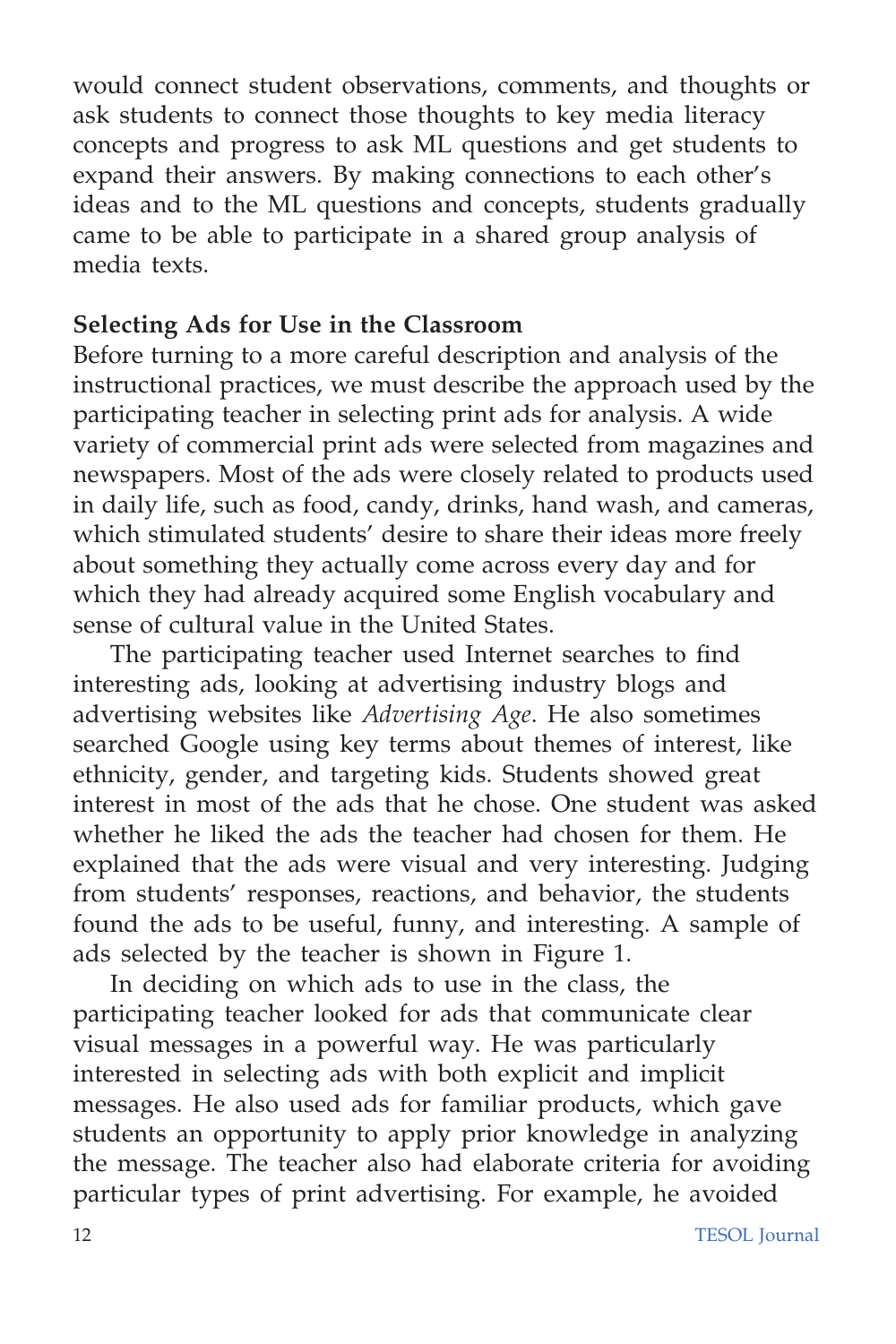would connect student observations, comments, and thoughts or ask students to connect those thoughts to key media literacy concepts and progress to ask ML questions and get students to expand their answers. By making connections to each other's ideas and to the ML questions and concepts, students gradually came to be able to participate in a shared group analysis of media texts.

### Selecting Ads for Use in the Classroom

Before turning to a more careful description and analysis of the instructional practices, we must describe the approach used by the participating teacher in selecting print ads for analysis. A wide variety of commercial print ads were selected from magazines and newspapers. Most of the ads were closely related to products used in daily life, such as food, candy, drinks, hand wash, and cameras, which stimulated students' desire to share their ideas more freely about something they actually come across every day and for which they had already acquired some English vocabulary and sense of cultural value in the United States.

The participating teacher used Internet searches to find interesting ads, looking at advertising industry blogs and advertising websites like *Advertising Age*. He also sometimes searched Google using key terms about themes of interest, like ethnicity, gender, and targeting kids. Students showed great interest in most of the ads that he chose. One student was asked whether he liked the ads the teacher had chosen for them. He explained that the ads were visual and very interesting. Judging from students' responses, reactions, and behavior, the students found the ads to be useful, funny, and interesting. A sample of ads selected by the teacher is shown in Figure 1.

In deciding on which ads to use in the class, the participating teacher looked for ads that communicate clear visual messages in a powerful way. He was particularly interested in selecting ads with both explicit and implicit messages. He also used ads for familiar products, which gave students an opportunity to apply prior knowledge in analyzing the message. The teacher also had elaborate criteria for avoiding particular types of print advertising. For example, he avoided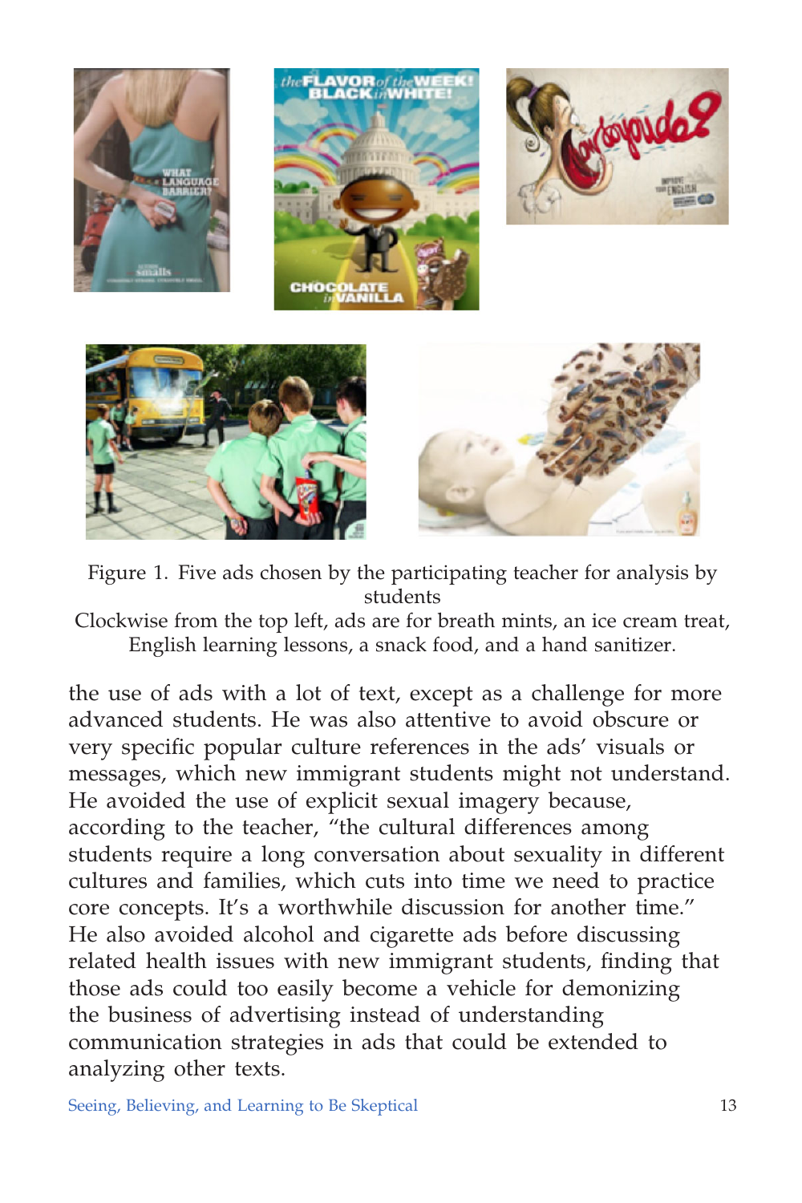Figure 1. Five ads chosen by the participating teacher for analysis by students

Clockwise from the top left, ads are for breath mints, an ice cream treat, English learning lessons, a snack food, and a hand sanitizer.

the use of ads with a lot of text, except as a challenge for more advanced students. He was also attentive to avoid obscure or very specific popular culture references in the ads' visuals or messages, which new immigrant students might not understand. He avoided the use of explicit sexual imagery because, according to the teacher, "the cultural differences among students require a long conversation about sexuality in different cultures and families, which cuts into time we need to practice core concepts. It's a worthwhile discussion for another time." He also avoided alcohol and cigarette ads before discussing related health issues with new immigrant students, finding that those ads could too easily become a vehicle for demonizing the business of advertising instead of understanding communication strategies in ads that could be extended to analyzing other texts.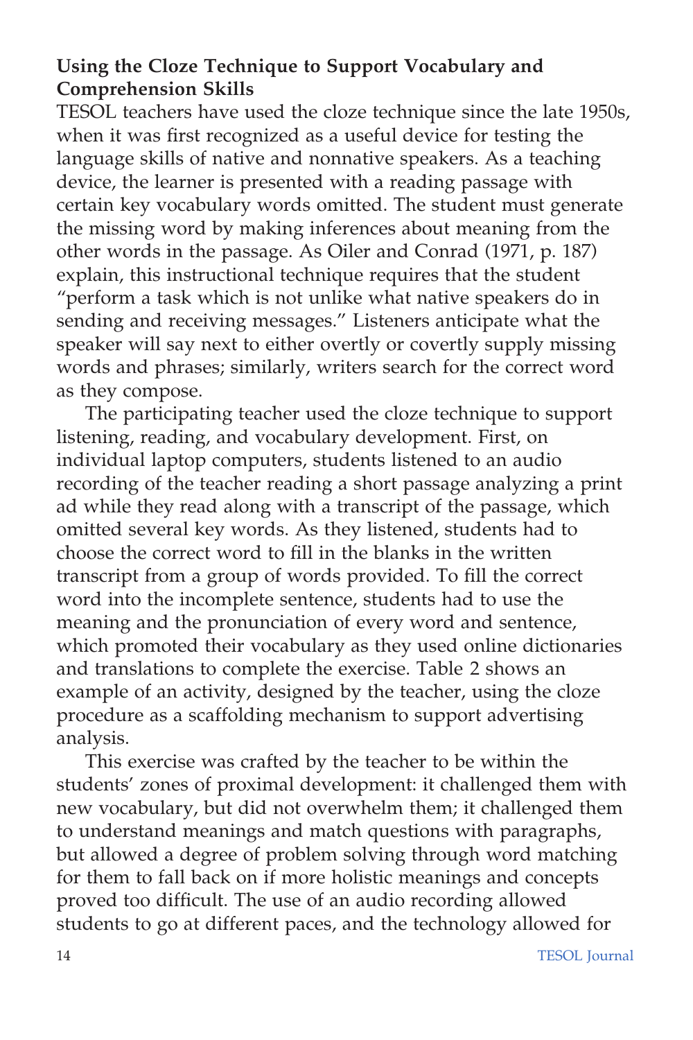### Using the Cloze Technique to Support Vocabulary and Comprehension Skills

TESOL teachers have used the cloze technique since the late 1950s, when it was first recognized as a useful device for testing the language skills of native and nonnative speakers. As a teaching device, the learner is presented with a reading passage with certain key vocabulary words omitted. The student must generate the missing word by making inferences about meaning from the other words in the passage. As Oiler and Conrad (1971, p. 187) explain, this instructional technique requires that the student "perform a task which is not unlike what native speakers do in sending and receiving messages." Listeners anticipate what the speaker will say next to either overtly or covertly supply missing words and phrases; similarly, writers search for the correct word as they compose.

The participating teacher used the cloze technique to support listening, reading, and vocabulary development. First, on individual laptop computers, students listened to an audio recording of the teacher reading a short passage analyzing a print ad while they read along with a transcript of the passage, which omitted several key words. As they listened, students had to choose the correct word to fill in the blanks in the written transcript from a group of words provided. To fill the correct word into the incomplete sentence, students had to use the meaning and the pronunciation of every word and sentence, which promoted their vocabulary as they used online dictionaries and translations to complete the exercise. Table 2 shows an example of an activity, designed by the teacher, using the cloze procedure as a scaffolding mechanism to support advertising analysis.

This exercise was crafted by the teacher to be within the students' zones of proximal development: it challenged them with new vocabulary, but did not overwhelm them; it challenged them to understand meanings and match questions with paragraphs, but allowed a degree of problem solving through word matching for them to fall back on if more holistic meanings and concepts proved too difficult. The use of an audio recording allowed students to go at different paces, and the technology allowed for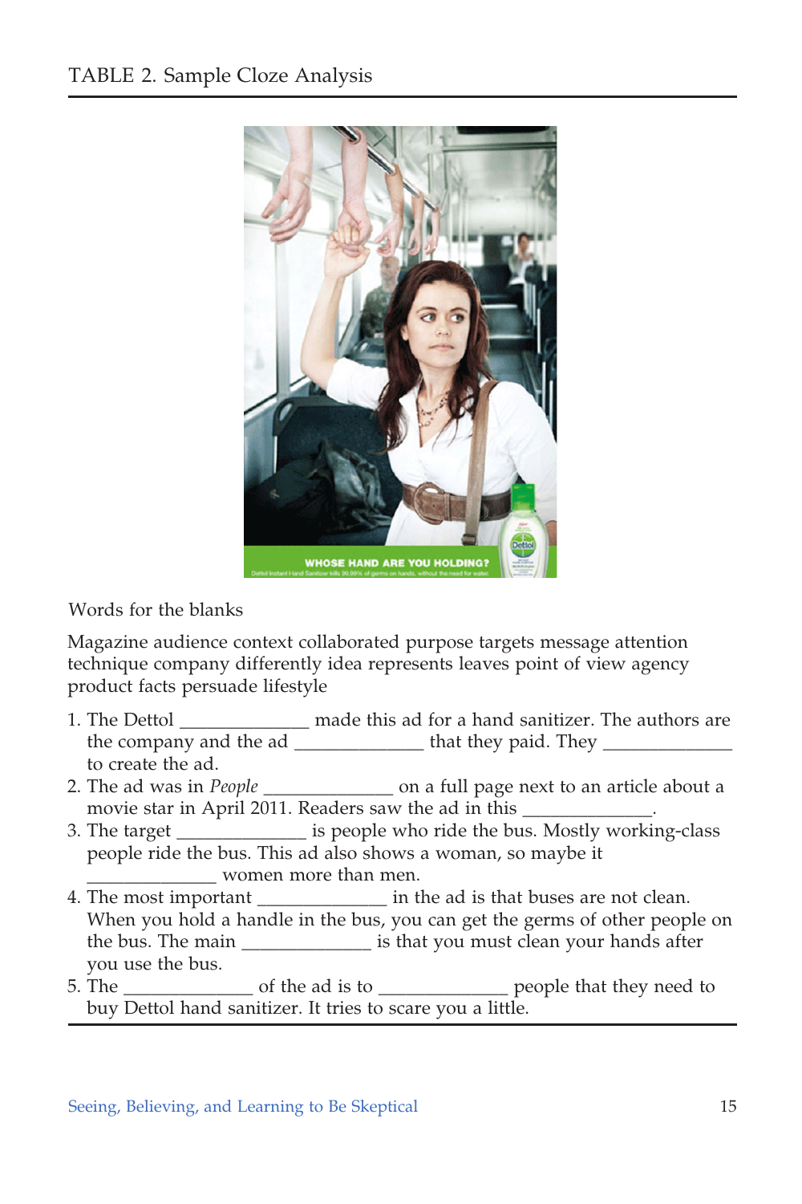TABLE 2. Sample Cloze Analysis

Words for the blanks

Magazine audience context collaborated purpose targets message attention technique company differently idea represents leaves point of view agency product facts persuade lifestyle

1. The Dettol _____________ made this ad for a hand sanitizer. The authors are the company and the ad _____________ that they paid. They _____________ to create the ad.
2. The ad was in *People* _____________ on a full page next to an article about a movie star in April 2011. Readers saw the ad in this _____________.
3. The target _____________ is people who ride the bus. Mostly working-class people ride the bus. This ad also shows a woman, so maybe it _____________ women more than men.
4. The most important _____________ in the ad is that buses are not clean. When you hold a handle in the bus, you can get the germs of other people on the bus. The main _____________ is that you must clean your hands after you use the bus.
5. The _____________ of the ad is to _____________ people that they need to buy Dettol hand sanitizer. It tries to scare you a little.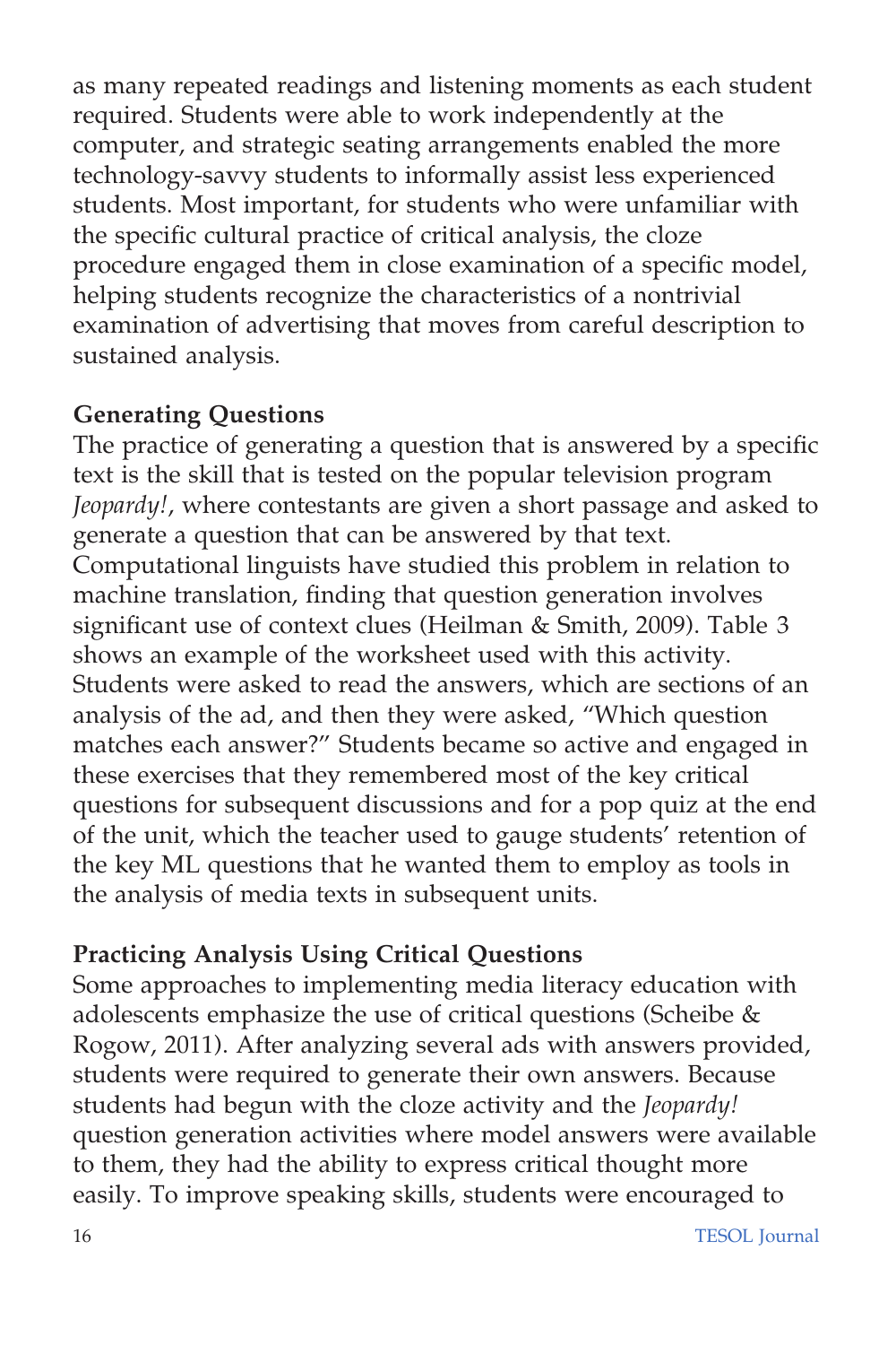as many repeated readings and listening moments as each student required. Students were able to work independently at the computer, and strategic seating arrangements enabled the more technology-savvy students to informally assist less experienced students. Most important, for students who were unfamiliar with the specific cultural practice of critical analysis, the cloze procedure engaged them in close examination of a specific model, helping students recognize the characteristics of a nontrivial examination of advertising that moves from careful description to sustained analysis.

### Generating Questions

The practice of generating a question that is answered by a specific text is the skill that is tested on the popular television program *Jeopardy!*, where contestants are given a short passage and asked to generate a question that can be answered by that text. Computational linguists have studied this problem in relation to machine translation, finding that question generation involves significant use of context clues (Heilman & Smith, 2009). Table 3 shows an example of the worksheet used with this activity. Students were asked to read the answers, which are sections of an analysis of the ad, and then they were asked, "Which question matches each answer?" Students became so active and engaged in these exercises that they remembered most of the key critical questions for subsequent discussions and for a pop quiz at the end of the unit, which the teacher used to gauge students' retention of the key ML questions that he wanted them to employ as tools in the analysis of media texts in subsequent units.

### Practicing Analysis Using Critical Questions

Some approaches to implementing media literacy education with adolescents emphasize the use of critical questions (Scheibe & Rogow, 2011). After analyzing several ads with answers provided, students were required to generate their own answers. Because students had begun with the cloze activity and the *Jeopardy!* question generation activities where model answers were available to them, they had the ability to express critical thought more easily. To improve speaking skills, students were encouraged to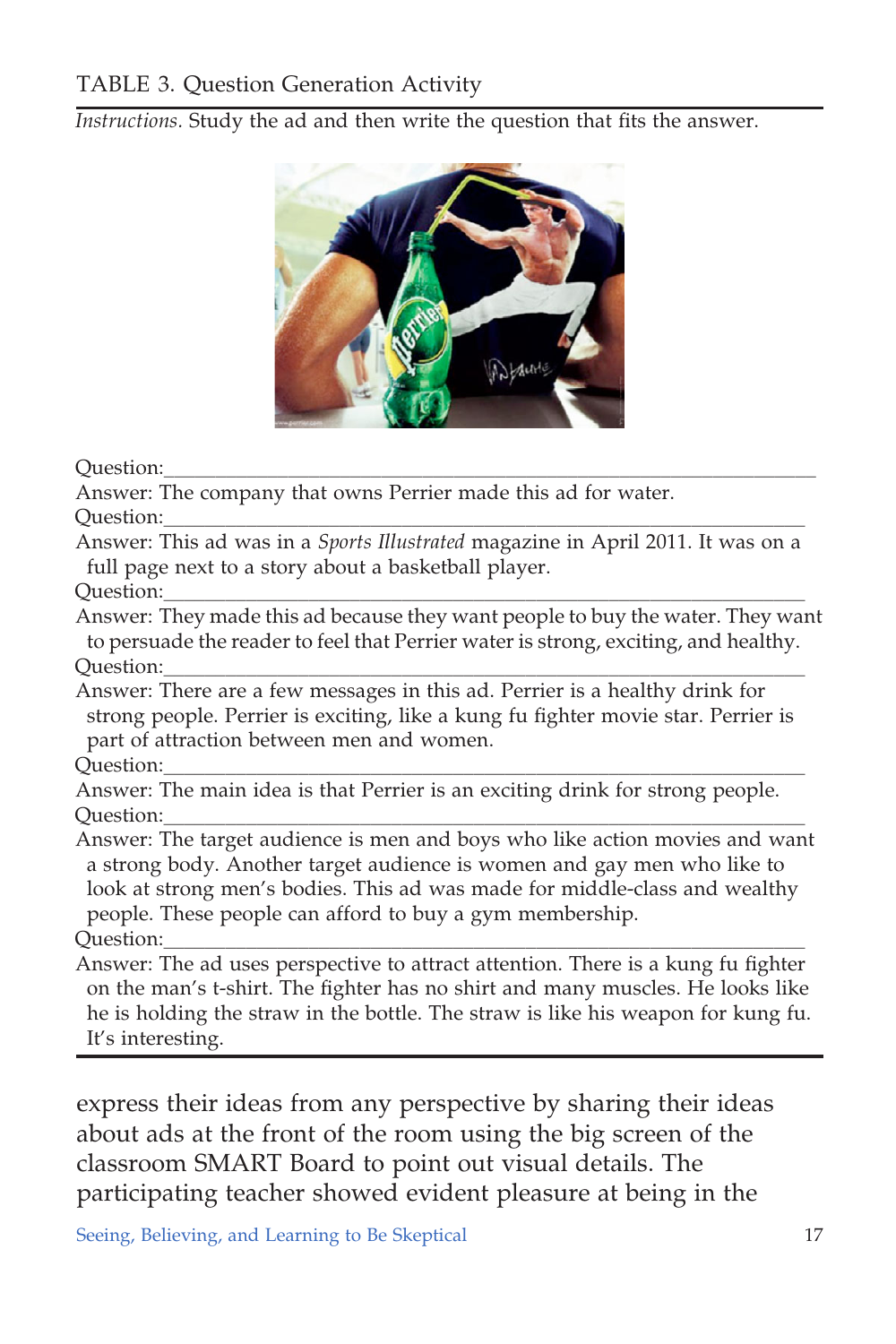TABLE 3. Question Generation Activity

*Instructions.* Study the ad and then write the question that fits the answer.

Question:\_\_\_\_\_\_\_\_\_\_\_\_\_\_\_\_\_\_\_\_\_\_\_\_\_\_\_\_\_\_\_\_\_\_\_\_\_\_\_\_\_\_\_\_\_\_\_\_\_\_\_\_\_\_\_\_\_\_

Answer: The company that owns Perrier made this ad for water.

Question:\_\_\_\_\_\_\_\_\_\_\_\_\_\_\_\_\_\_\_\_\_\_\_\_\_\_\_\_\_\_\_\_\_\_\_\_\_\_\_\_\_\_\_\_\_\_\_\_\_\_\_\_\_\_\_\_\_\_

Answer: This ad was in a *Sports Illustrated* magazine in April 2011. It was on a full page next to a story about a basketball player.

Question:\_\_\_\_\_\_\_\_\_\_\_\_\_\_\_\_\_\_\_\_\_\_\_\_\_\_\_\_\_\_\_\_\_\_\_\_\_\_\_\_\_\_\_\_\_\_\_\_\_\_\_\_\_\_\_\_\_\_

Answer: They made this ad because they want people to buy the water. They want to persuade the reader to feel that Perrier water is strong, exciting, and healthy.

Question:\_\_\_\_\_\_\_\_\_\_\_\_\_\_\_\_\_\_\_\_\_\_\_\_\_\_\_\_\_\_\_\_\_\_\_\_\_\_\_\_\_\_\_\_\_\_\_\_\_\_\_\_\_\_\_\_\_\_

Answer: There are a few messages in this ad. Perrier is a healthy drink for strong people. Perrier is exciting, like a kung fu fighter movie star. Perrier is part of attraction between men and women.

Question:\_\_\_\_\_\_\_\_\_\_\_\_\_\_\_\_\_\_\_\_\_\_\_\_\_\_\_\_\_\_\_\_\_\_\_\_\_\_\_\_\_\_\_\_\_\_\_\_\_\_\_\_\_\_\_\_\_\_

Answer: The main idea is that Perrier is an exciting drink for strong people.

Question:\_\_\_\_\_\_\_\_\_\_\_\_\_\_\_\_\_\_\_\_\_\_\_\_\_\_\_\_\_\_\_\_\_\_\_\_\_\_\_\_\_\_\_\_\_\_\_\_\_\_\_\_\_\_\_\_\_\_

Answer: The target audience is men and boys who like action movies and want a strong body. Another target audience is women and gay men who like to look at strong men's bodies. This ad was made for middle-class and wealthy people. These people can afford to buy a gym membership.

Question:\_\_\_\_\_\_\_\_\_\_\_\_\_\_\_\_\_\_\_\_\_\_\_\_\_\_\_\_\_\_\_\_\_\_\_\_\_\_\_\_\_\_\_\_\_\_\_\_\_\_\_\_\_\_\_\_\_\_

Answer: The ad uses perspective to attract attention. There is a kung fu fighter on the man's t-shirt. The fighter has no shirt and many muscles. He looks like he is holding the straw in the bottle. The straw is like his weapon for kung fu. It's interesting.

express their ideas from any perspective by sharing their ideas about ads at the front of the room using the big screen of the classroom SMART Board to point out visual details. The participating teacher showed evident pleasure at being in the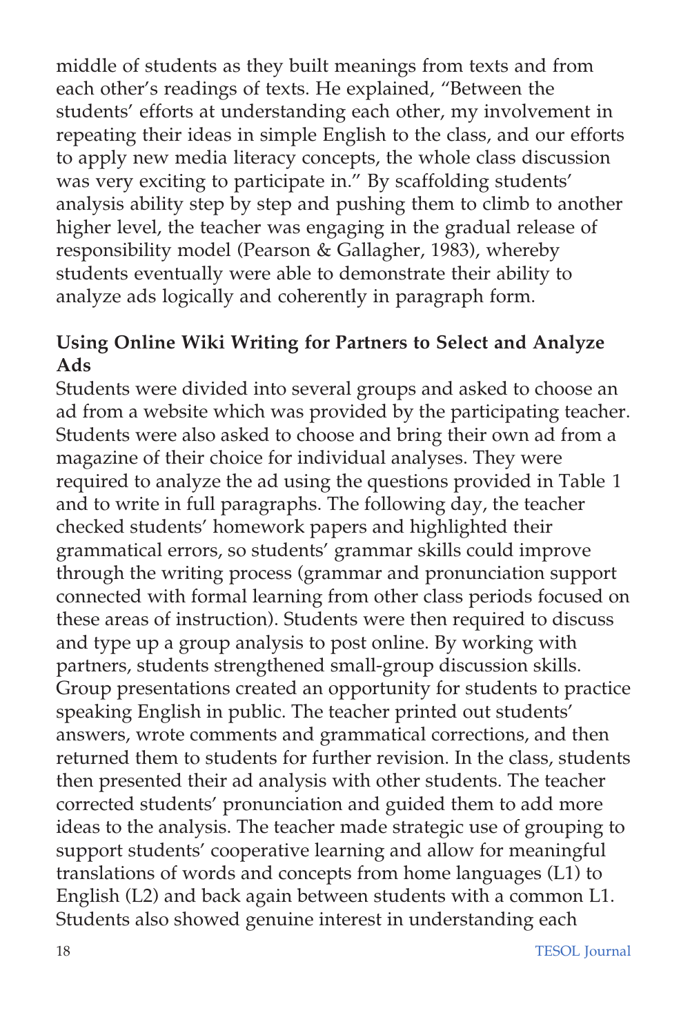middle of students as they built meanings from texts and from each other's readings of texts. He explained, "Between the students' efforts at understanding each other, my involvement in repeating their ideas in simple English to the class, and our efforts to apply new media literacy concepts, the whole class discussion was very exciting to participate in." By scaffolding students' analysis ability step by step and pushing them to climb to another higher level, the teacher was engaging in the gradual release of responsibility model (Pearson & Gallagher, 1983), whereby students eventually were able to demonstrate their ability to analyze ads logically and coherently in paragraph form.

### Using Online Wiki Writing for Partners to Select and Analyze Ads

Students were divided into several groups and asked to choose an ad from a website which was provided by the participating teacher. Students were also asked to choose and bring their own ad from a magazine of their choice for individual analyses. They were required to analyze the ad using the questions provided in Table 1 and to write in full paragraphs. The following day, the teacher checked students' homework papers and highlighted their grammatical errors, so students' grammar skills could improve through the writing process (grammar and pronunciation support connected with formal learning from other class periods focused on these areas of instruction). Students were then required to discuss and type up a group analysis to post online. By working with partners, students strengthened small-group discussion skills. Group presentations created an opportunity for students to practice speaking English in public. The teacher printed out students' answers, wrote comments and grammatical corrections, and then returned them to students for further revision. In the class, students then presented their ad analysis with other students. The teacher corrected students' pronunciation and guided them to add more ideas to the analysis. The teacher made strategic use of grouping to support students' cooperative learning and allow for meaningful translations of words and concepts from home languages (L1) to English (L2) and back again between students with a common L1. Students also showed genuine interest in understanding each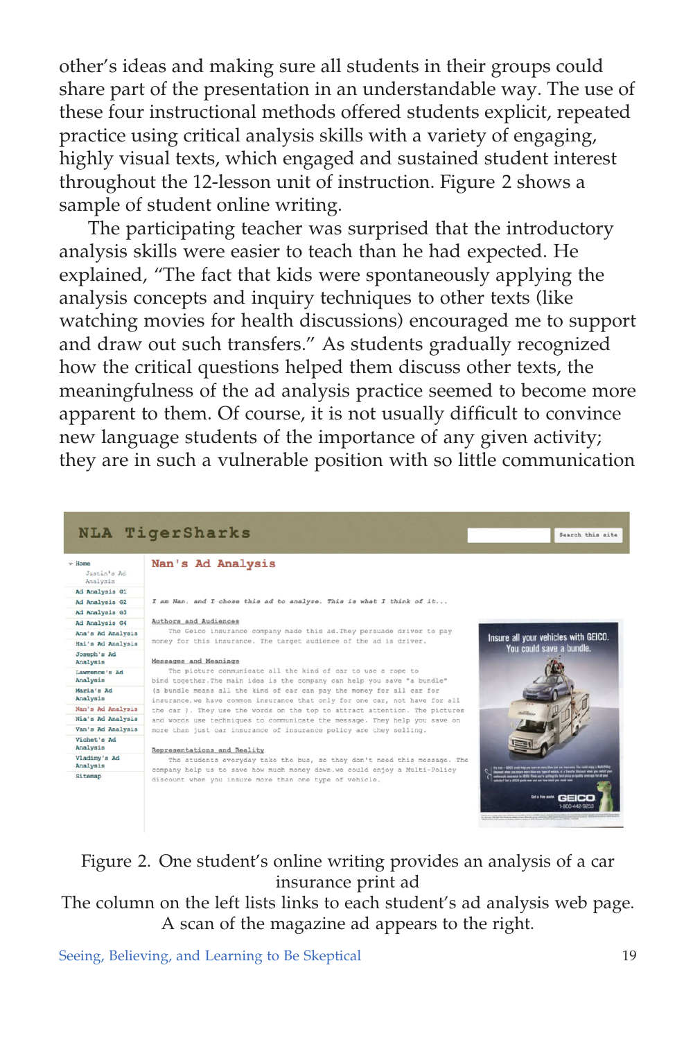other's ideas and making sure all students in their groups could share part of the presentation in an understandable way. The use of these four instructional methods offered students explicit, repeated practice using critical analysis skills with a variety of engaging, highly visual texts, which engaged and sustained student interest throughout the 12-lesson unit of instruction. Figure 2 shows a sample of student online writing.

The participating teacher was surprised that the introductory analysis skills were easier to teach than he had expected. He explained, "The fact that kids were spontaneously applying the analysis concepts and inquiry techniques to other texts (like watching movies for health discussions) encouraged me to support and draw out such transfers." As students gradually recognized how the critical questions helped them discuss other texts, the meaningfulness of the ad analysis practice seemed to become more apparent to them. Of course, it is not usually difficult to convince new language students of the importance of any given activity; they are in such a vulnerable position with so little communication

Figure 2. One student's online writing provides an analysis of a car insurance print ad

The column on the left lists links to each student's ad analysis web page. A scan of the magazine ad appears to the right.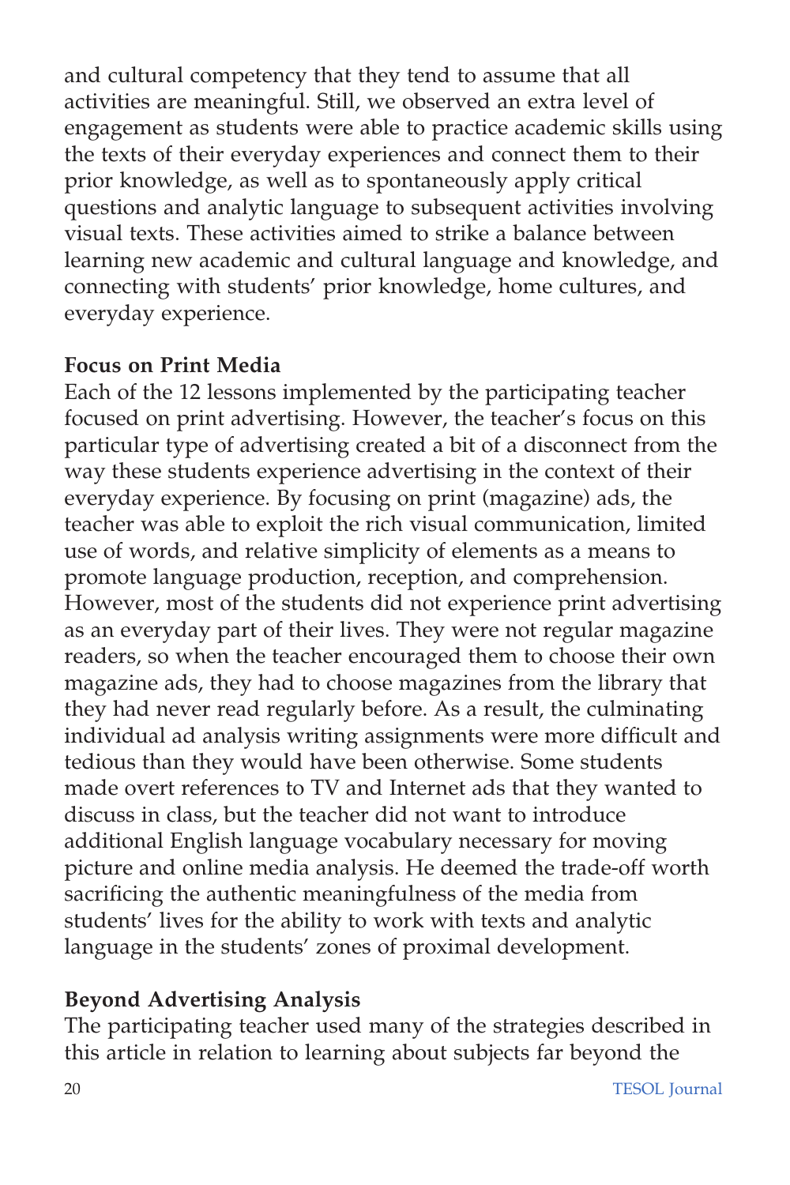and cultural competency that they tend to assume that all activities are meaningful. Still, we observed an extra level of engagement as students were able to practice academic skills using the texts of their everyday experiences and connect them to their prior knowledge, as well as to spontaneously apply critical questions and analytic language to subsequent activities involving visual texts. These activities aimed to strike a balance between learning new academic and cultural language and knowledge, and connecting with students' prior knowledge, home cultures, and everyday experience.

### Focus on Print Media

Each of the 12 lessons implemented by the participating teacher focused on print advertising. However, the teacher's focus on this particular type of advertising created a bit of a disconnect from the way these students experience advertising in the context of their everyday experience. By focusing on print (magazine) ads, the teacher was able to exploit the rich visual communication, limited use of words, and relative simplicity of elements as a means to promote language production, reception, and comprehension. However, most of the students did not experience print advertising as an everyday part of their lives. They were not regular magazine readers, so when the teacher encouraged them to choose their own magazine ads, they had to choose magazines from the library that they had never read regularly before. As a result, the culminating individual ad analysis writing assignments were more difficult and tedious than they would have been otherwise. Some students made overt references to TV and Internet ads that they wanted to discuss in class, but the teacher did not want to introduce additional English language vocabulary necessary for moving picture and online media analysis. He deemed the trade-off worth sacrificing the authentic meaningfulness of the media from students' lives for the ability to work with texts and analytic language in the students' zones of proximal development.

### Beyond Advertising Analysis

The participating teacher used many of the strategies described in this article in relation to learning about subjects far beyond the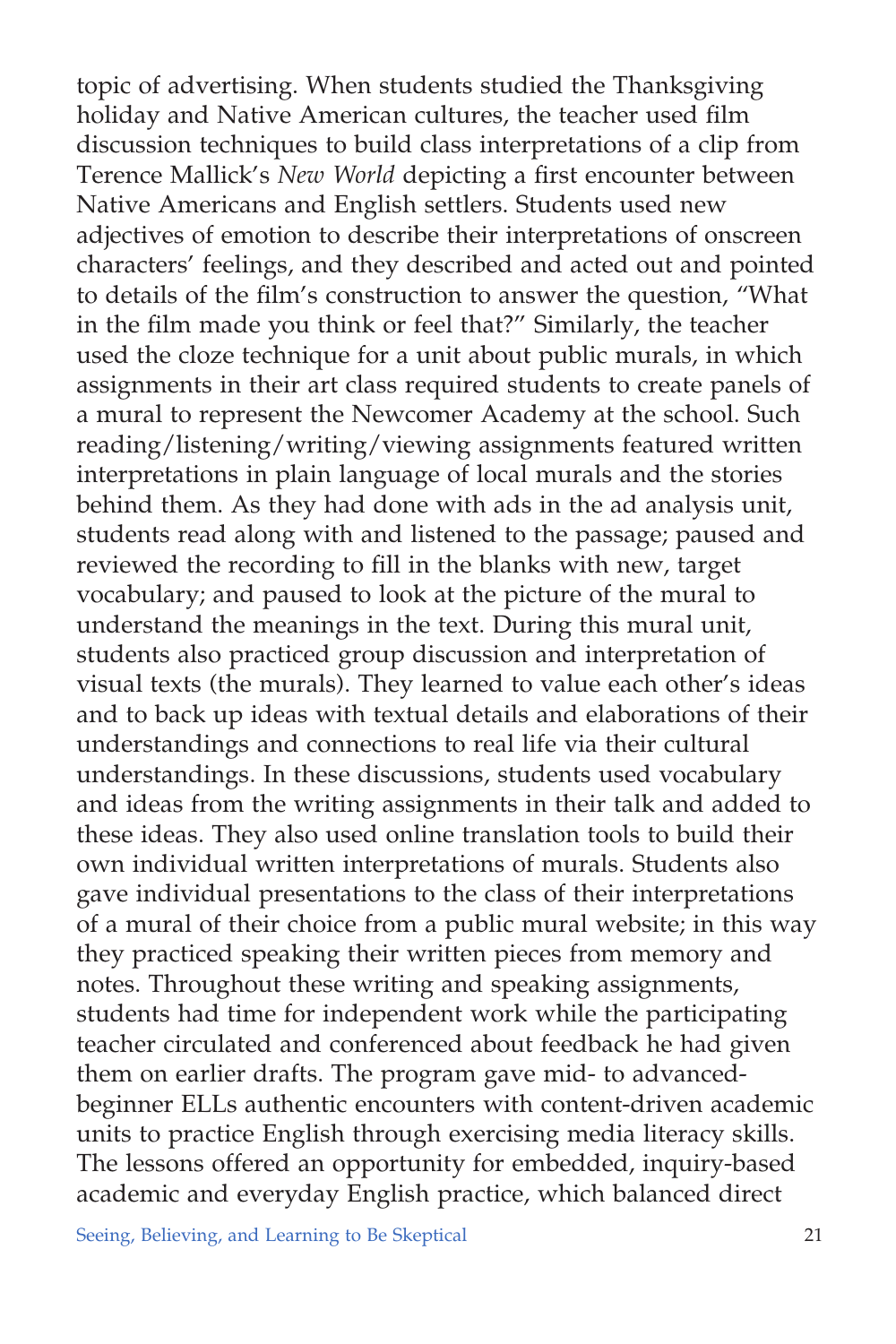topic of advertising. When students studied the Thanksgiving holiday and Native American cultures, the teacher used film discussion techniques to build class interpretations of a clip from Terence Mallick's *New World* depicting a first encounter between Native Americans and English settlers. Students used new adjectives of emotion to describe their interpretations of onscreen characters' feelings, and they described and acted out and pointed to details of the film's construction to answer the question, "What in the film made you think or feel that?" Similarly, the teacher used the cloze technique for a unit about public murals, in which assignments in their art class required students to create panels of a mural to represent the Newcomer Academy at the school. Such reading/listening/writing/viewing assignments featured written interpretations in plain language of local murals and the stories behind them. As they had done with ads in the ad analysis unit, students read along with and listened to the passage; paused and reviewed the recording to fill in the blanks with new, target vocabulary; and paused to look at the picture of the mural to understand the meanings in the text. During this mural unit, students also practiced group discussion and interpretation of visual texts (the murals). They learned to value each other's ideas and to back up ideas with textual details and elaborations of their understandings and connections to real life via their cultural understandings. In these discussions, students used vocabulary and ideas from the writing assignments in their talk and added to these ideas. They also used online translation tools to build their own individual written interpretations of murals. Students also gave individual presentations to the class of their interpretations of a mural of their choice from a public mural website; in this way they practiced speaking their written pieces from memory and notes. Throughout these writing and speaking assignments, students had time for independent work while the participating teacher circulated and conferenced about feedback he had given them on earlier drafts. The program gave mid- to advanced-beginner ELLs authentic encounters with content-driven academic units to practice English through exercising media literacy skills. The lessons offered an opportunity for embedded, inquiry-based academic and everyday English practice, which balanced direct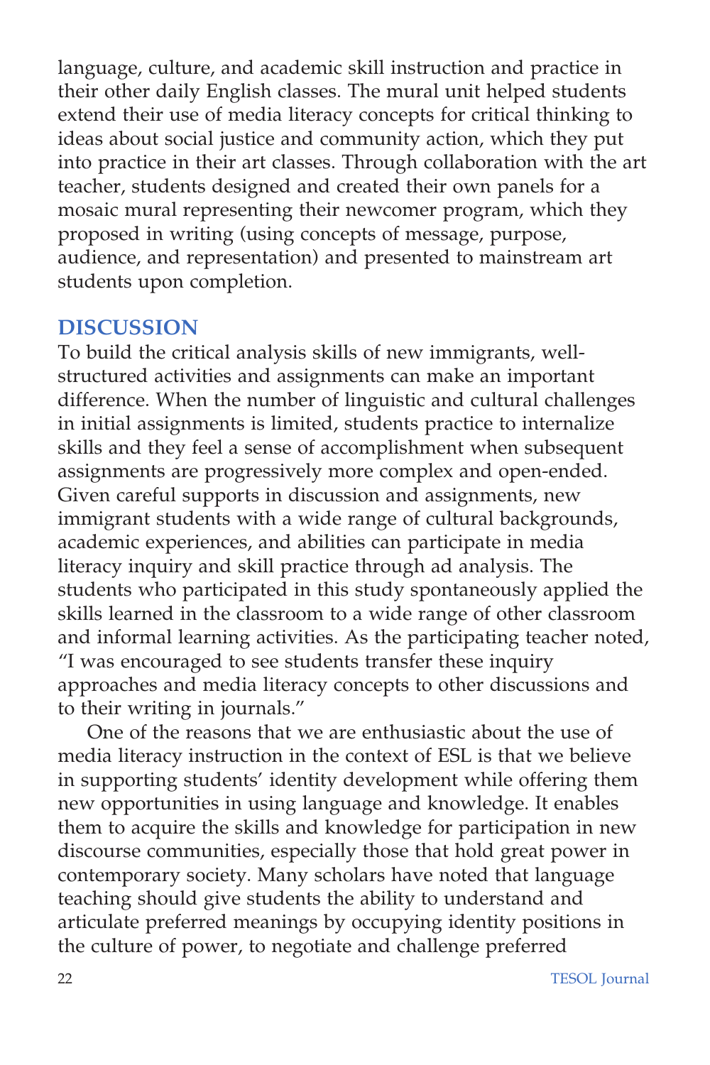language, culture, and academic skill instruction and practice in their other daily English classes. The mural unit helped students extend their use of media literacy concepts for critical thinking to ideas about social justice and community action, which they put into practice in their art classes. Through collaboration with the art teacher, students designed and created their own panels for a mosaic mural representing their newcomer program, which they proposed in writing (using concepts of message, purpose, audience, and representation) and presented to mainstream art students upon completion.

## DISCUSSION

To build the critical analysis skills of new immigrants, well-structured activities and assignments can make an important difference. When the number of linguistic and cultural challenges in initial assignments is limited, students practice to internalize skills and they feel a sense of accomplishment when subsequent assignments are progressively more complex and open-ended. Given careful supports in discussion and assignments, new immigrant students with a wide range of cultural backgrounds, academic experiences, and abilities can participate in media literacy inquiry and skill practice through ad analysis. The students who participated in this study spontaneously applied the skills learned in the classroom to a wide range of other classroom and informal learning activities. As the participating teacher noted, "I was encouraged to see students transfer these inquiry approaches and media literacy concepts to other discussions and to their writing in journals."

One of the reasons that we are enthusiastic about the use of media literacy instruction in the context of ESL is that we believe in supporting students' identity development while offering them new opportunities in using language and knowledge. It enables them to acquire the skills and knowledge for participation in new discourse communities, especially those that hold great power in contemporary society. Many scholars have noted that language teaching should give students the ability to understand and articulate preferred meanings by occupying identity positions in the culture of power, to negotiate and challenge preferred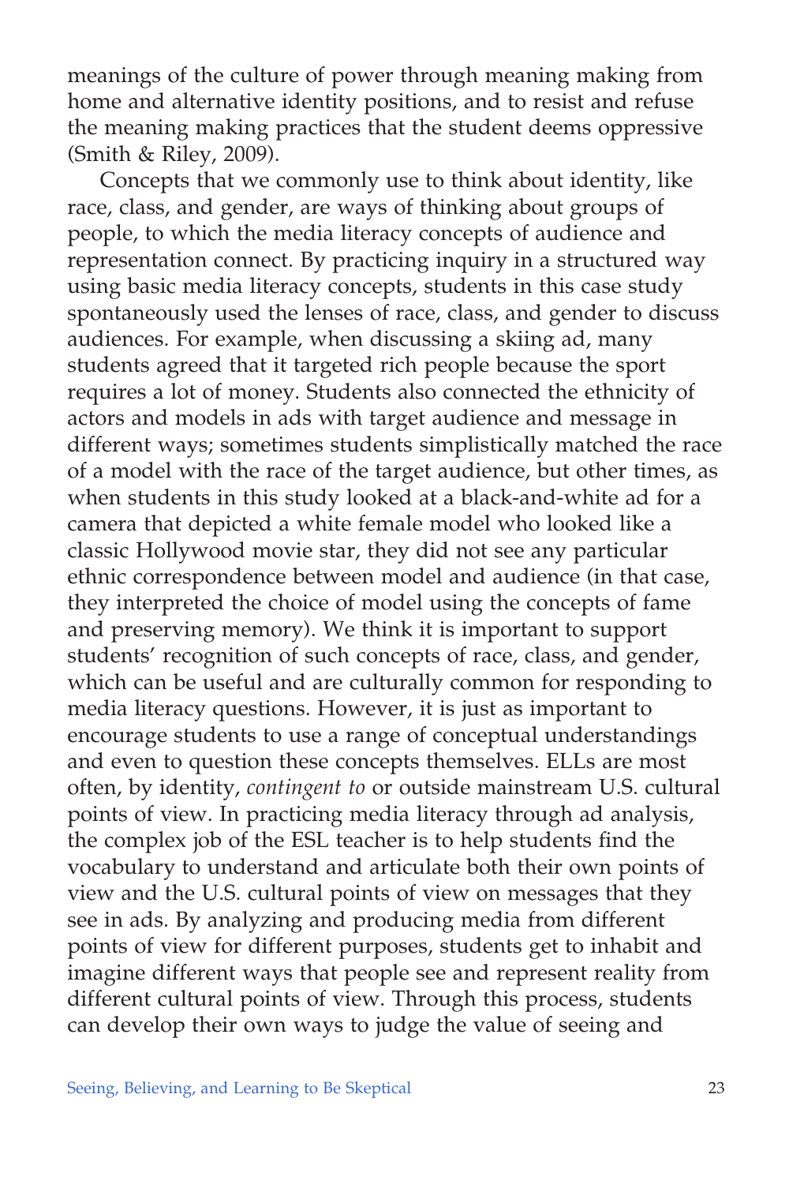meanings of the culture of power through meaning making from home and alternative identity positions, and to resist and refuse the meaning making practices that the student deems oppressive (Smith & Riley, 2009).

Concepts that we commonly use to think about identity, like race, class, and gender, are ways of thinking about groups of people, to which the media literacy concepts of audience and representation connect. By practicing inquiry in a structured way using basic media literacy concepts, students in this case study spontaneously used the lenses of race, class, and gender to discuss audiences. For example, when discussing a skiing ad, many students agreed that it targeted rich people because the sport requires a lot of money. Students also connected the ethnicity of actors and models in ads with target audience and message in different ways; sometimes students simplistically matched the race of a model with the race of the target audience, but other times, as when students in this study looked at a black-and-white ad for a camera that depicted a white female model who looked like a classic Hollywood movie star, they did not see any particular ethnic correspondence between model and audience (in that case, they interpreted the choice of model using the concepts of fame and preserving memory). We think it is important to support students' recognition of such concepts of race, class, and gender, which can be useful and are culturally common for responding to media literacy questions. However, it is just as important to encourage students to use a range of conceptual understandings and even to question these concepts themselves. ELLs are most often, by identity, *contingent to* or outside mainstream U.S. cultural points of view. In practicing media literacy through ad analysis, the complex job of the ESL teacher is to help students find the vocabulary to understand and articulate both their own points of view and the U.S. cultural points of view on messages that they see in ads. By analyzing and producing media from different points of view for different purposes, students get to inhabit and imagine different ways that people see and represent reality from different cultural points of view. Through this process, students can develop their own ways to judge the value of seeing and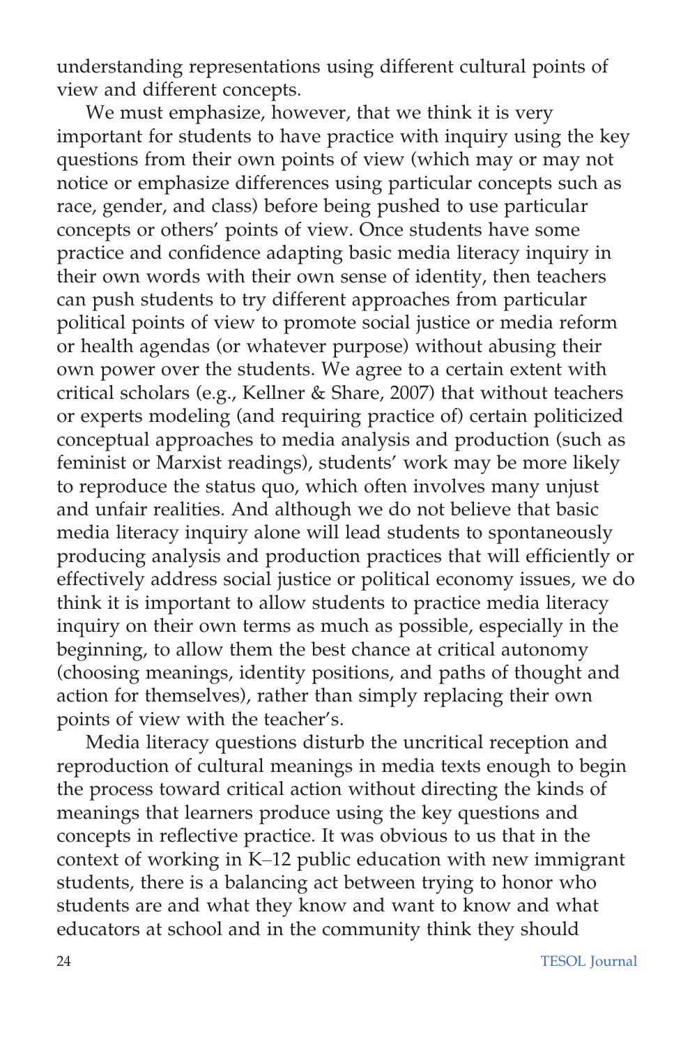understanding representations using different cultural points of view and different concepts.

We must emphasize, however, that we think it is very important for students to have practice with inquiry using the key questions from their own points of view (which may or may not notice or emphasize differences using particular concepts such as race, gender, and class) before being pushed to use particular concepts or others' points of view. Once students have some practice and confidence adapting basic media literacy inquiry in their own words with their own sense of identity, then teachers can push students to try different approaches from particular political points of view to promote social justice or media reform or health agendas (or whatever purpose) without abusing their own power over the students. We agree to a certain extent with critical scholars (e.g., Kellner & Share, 2007) that without teachers or experts modeling (and requiring practice of) certain politicized conceptual approaches to media analysis and production (such as feminist or Marxist readings), students' work may be more likely to reproduce the status quo, which often involves many unjust and unfair realities. And although we do not believe that basic media literacy inquiry alone will lead students to spontaneously producing analysis and production practices that will efficiently or effectively address social justice or political economy issues, we do think it is important to allow students to practice media literacy inquiry on their own terms as much as possible, especially in the beginning, to allow them the best chance at critical autonomy (choosing meanings, identity positions, and paths of thought and action for themselves), rather than simply replacing their own points of view with the teacher's.

Media literacy questions disturb the uncritical reception and reproduction of cultural meanings in media texts enough to begin the process toward critical action without directing the kinds of meanings that learners produce using the key questions and concepts in reflective practice. It was obvious to us that in the context of working in K–12 public education with new immigrant students, there is a balancing act between trying to honor who students are and what they know and want to know and what educators at school and in the community think they should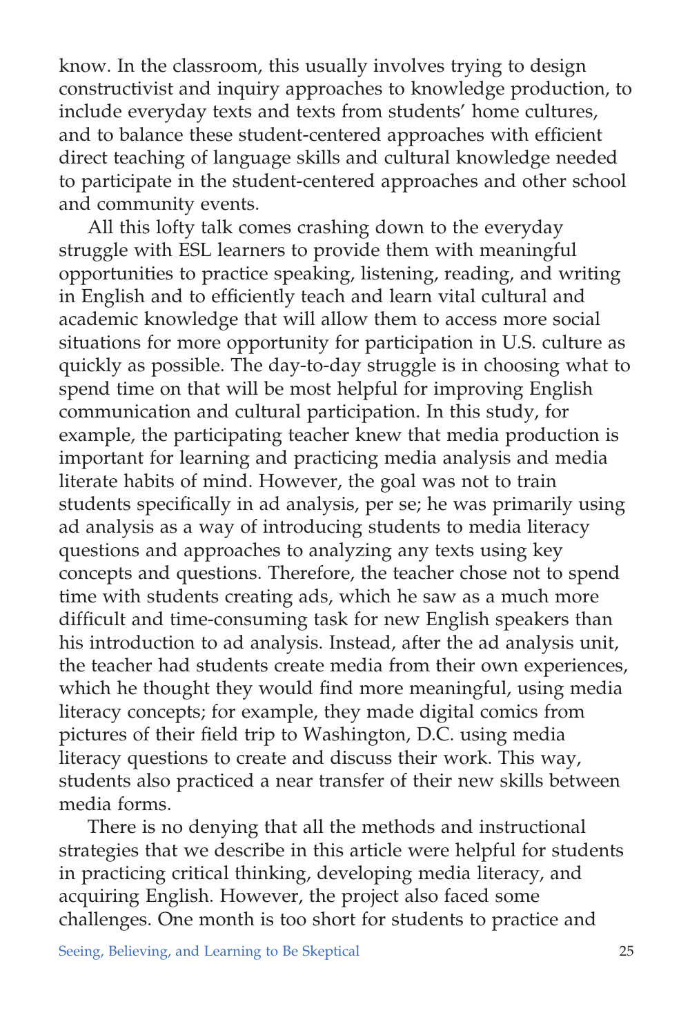know. In the classroom, this usually involves trying to design constructivist and inquiry approaches to knowledge production, to include everyday texts and texts from students' home cultures, and to balance these student-centered approaches with efficient direct teaching of language skills and cultural knowledge needed to participate in the student-centered approaches and other school and community events.

All this lofty talk comes crashing down to the everyday struggle with ESL learners to provide them with meaningful opportunities to practice speaking, listening, reading, and writing in English and to efficiently teach and learn vital cultural and academic knowledge that will allow them to access more social situations for more opportunity for participation in U.S. culture as quickly as possible. The day-to-day struggle is in choosing what to spend time on that will be most helpful for improving English communication and cultural participation. In this study, for example, the participating teacher knew that media production is important for learning and practicing media analysis and media literate habits of mind. However, the goal was not to train students specifically in ad analysis, per se; he was primarily using ad analysis as a way of introducing students to media literacy questions and approaches to analyzing any texts using key concepts and questions. Therefore, the teacher chose not to spend time with students creating ads, which he saw as a much more difficult and time-consuming task for new English speakers than his introduction to ad analysis. Instead, after the ad analysis unit, the teacher had students create media from their own experiences, which he thought they would find more meaningful, using media literacy concepts; for example, they made digital comics from pictures of their field trip to Washington, D.C. using media literacy questions to create and discuss their work. This way, students also practiced a near transfer of their new skills between media forms.

There is no denying that all the methods and instructional strategies that we describe in this article were helpful for students in practicing critical thinking, developing media literacy, and acquiring English. However, the project also faced some challenges. One month is too short for students to practice and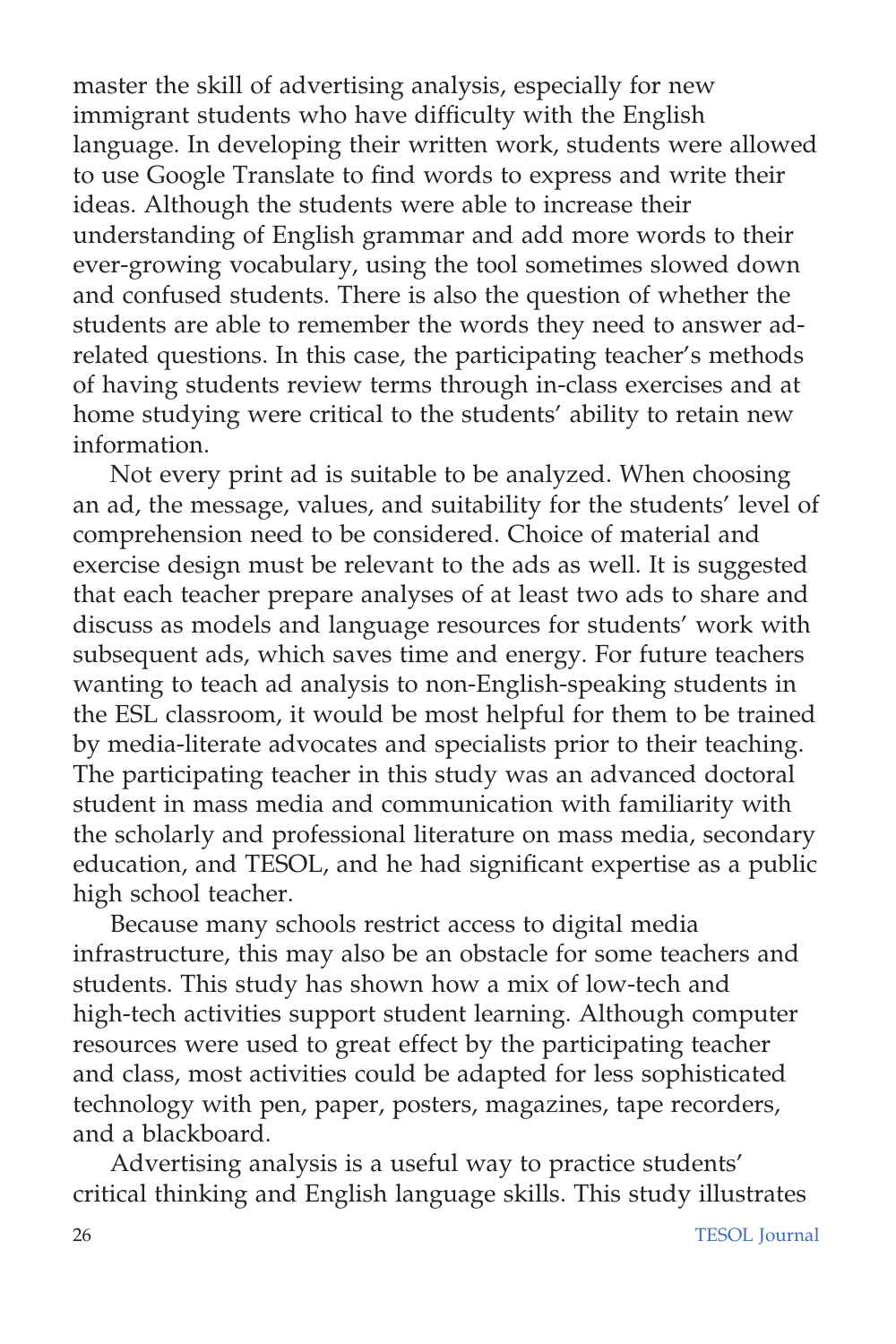master the skill of advertising analysis, especially for new immigrant students who have difficulty with the English language. In developing their written work, students were allowed to use Google Translate to find words to express and write their ideas. Although the students were able to increase their understanding of English grammar and add more words to their ever-growing vocabulary, using the tool sometimes slowed down and confused students. There is also the question of whether the students are able to remember the words they need to answer ad-related questions. In this case, the participating teacher's methods of having students review terms through in-class exercises and at home studying were critical to the students' ability to retain new information.

Not every print ad is suitable to be analyzed. When choosing an ad, the message, values, and suitability for the students' level of comprehension need to be considered. Choice of material and exercise design must be relevant to the ads as well. It is suggested that each teacher prepare analyses of at least two ads to share and discuss as models and language resources for students' work with subsequent ads, which saves time and energy. For future teachers wanting to teach ad analysis to non-English-speaking students in the ESL classroom, it would be most helpful for them to be trained by media-literate advocates and specialists prior to their teaching. The participating teacher in this study was an advanced doctoral student in mass media and communication with familiarity with the scholarly and professional literature on mass media, secondary education, and TESOL, and he had significant expertise as a public high school teacher.

Because many schools restrict access to digital media infrastructure, this may also be an obstacle for some teachers and students. This study has shown how a mix of low-tech and high-tech activities support student learning. Although computer resources were used to great effect by the participating teacher and class, most activities could be adapted for less sophisticated technology with pen, paper, posters, magazines, tape recorders, and a blackboard.

Advertising analysis is a useful way to practice students' critical thinking and English language skills. This study illustrates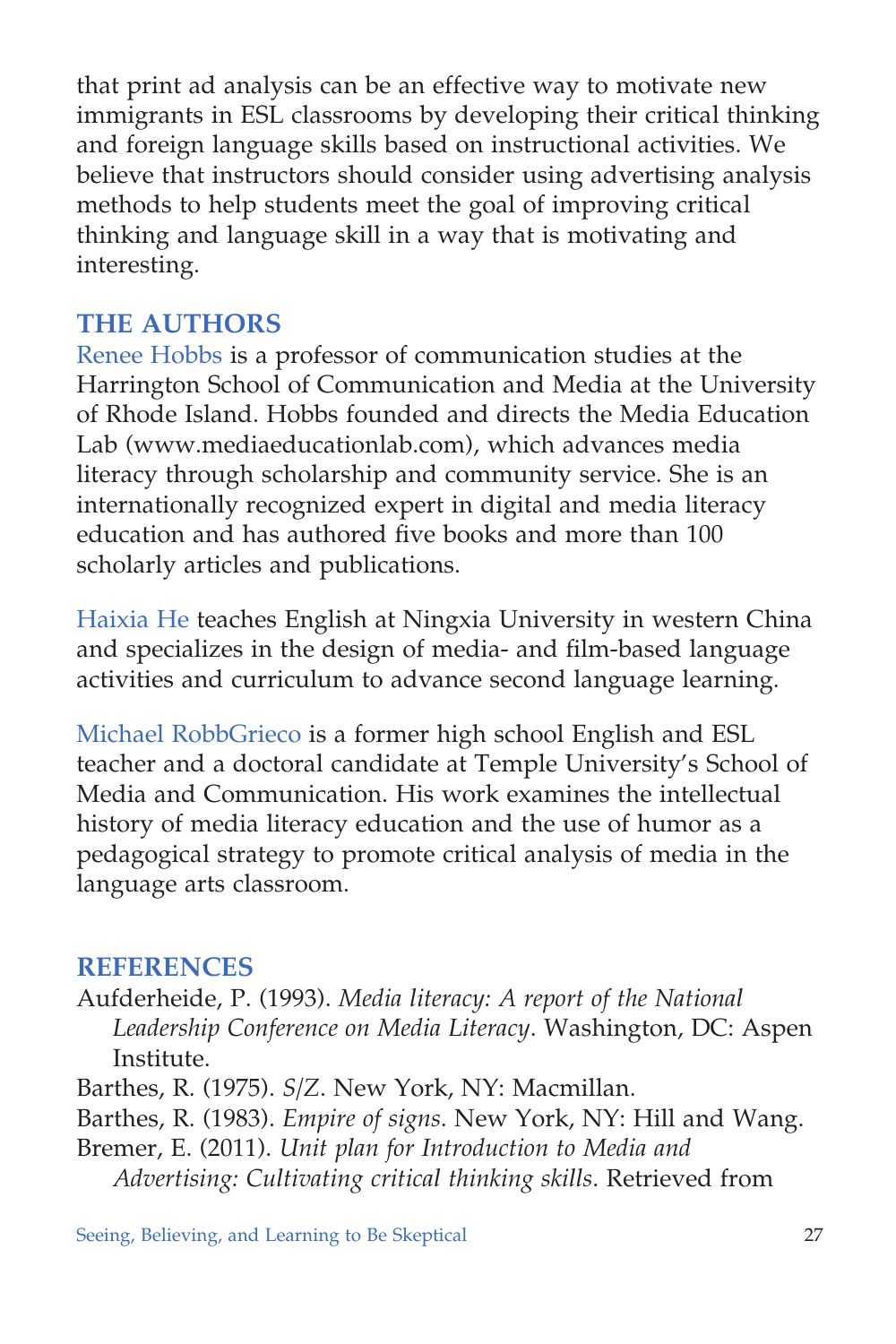that print ad analysis can be an effective way to motivate new immigrants in ESL classrooms by developing their critical thinking and foreign language skills based on instructional activities. We believe that instructors should consider using advertising analysis methods to help students meet the goal of improving critical thinking and language skill in a way that is motivating and interesting.

## THE AUTHORS

Renee Hobbs is a professor of communication studies at the Harrington School of Communication and Media at the University of Rhode Island. Hobbs founded and directs the Media Education Lab (www.mediaeducationlab.com), which advances media literacy through scholarship and community service. She is an internationally recognized expert in digital and media literacy education and has authored five books and more than 100 scholarly articles and publications.

Haixia He teaches English at Ningxia University in western China and specializes in the design of media- and film-based language activities and curriculum to advance second language learning.

Michael RobbGrieco is a former high school English and ESL teacher and a doctoral candidate at Temple University's School of Media and Communication. His work examines the intellectual history of media literacy education and the use of humor as a pedagogical strategy to promote critical analysis of media in the language arts classroom.

## REFERENCES

Aufderheide, P. (1993). *Media literacy: A report of the National Leadership Conference on Media Literacy*. Washington, DC: Aspen Institute.

Barthes, R. (1975). *S/Z*. New York, NY: Macmillan.

Barthes, R. (1983). *Empire of signs*. New York, NY: Hill and Wang.

Bremer, E. (2011). *Unit plan for Introduction to Media and Advertising: Cultivating critical thinking skills*. Retrieved from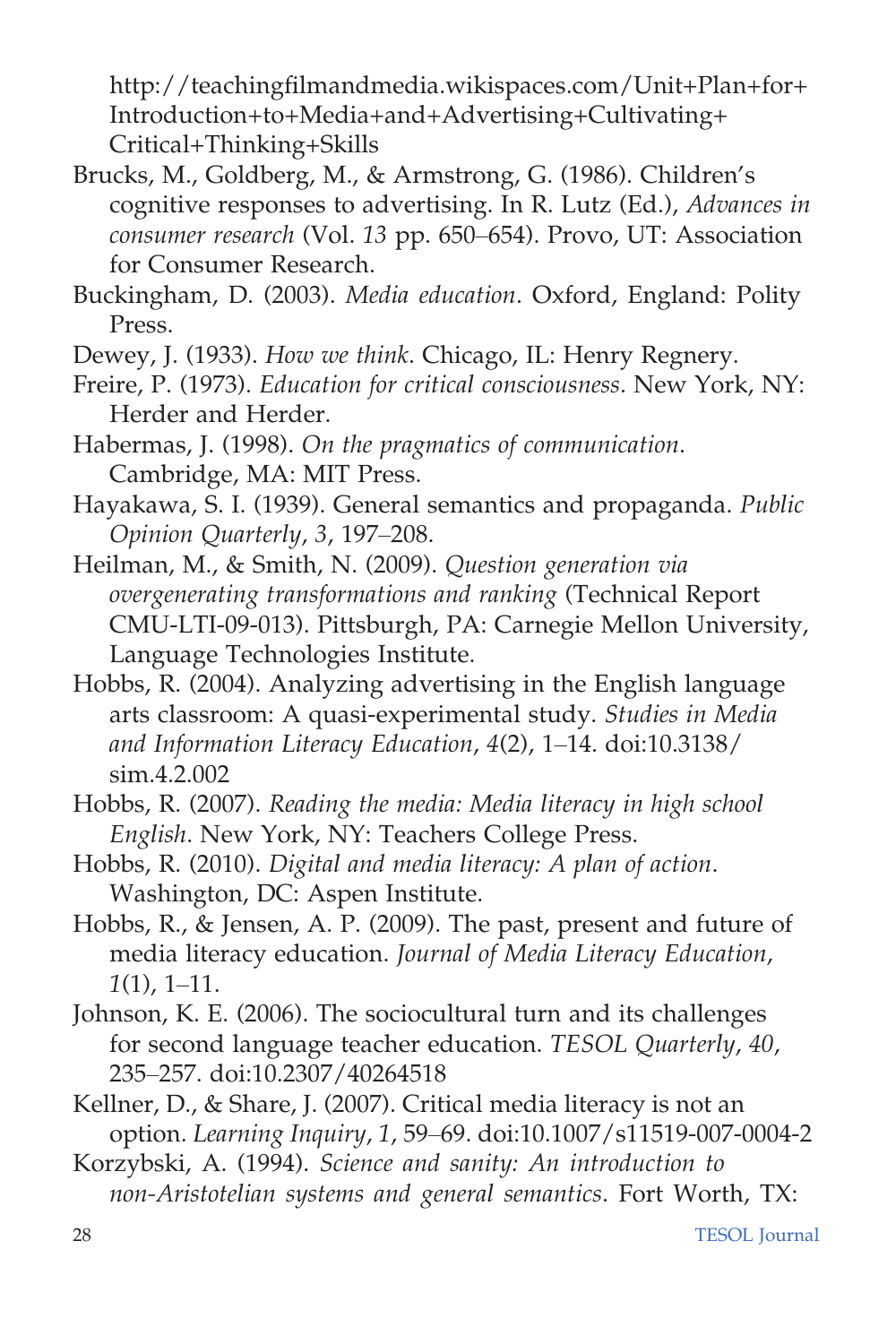http://teachingfilmandmedia.wikispaces.com/Unit+Plan+for+Introduction+to+Media+and+Advertising+Cultivating+Critical+Thinking+Skills

Brucks, M., Goldberg, M., & Armstrong, G. (1986). Children's cognitive responses to advertising. In R. Lutz (Ed.), *Advances in consumer research* (Vol. *13* pp. 650–654). Provo, UT: Association for Consumer Research.

Buckingham, D. (2003). *Media education*. Oxford, England: Polity Press.

Dewey, J. (1933). *How we think*. Chicago, IL: Henry Regnery.

Freire, P. (1973). *Education for critical consciousness*. New York, NY: Herder and Herder.

Habermas, J. (1998). *On the pragmatics of communication*. Cambridge, MA: MIT Press.

Hayakawa, S. I. (1939). General semantics and propaganda. *Public Opinion Quarterly*, *3*, 197–208.

Heilman, M., & Smith, N. (2009). *Question generation via overgenerating transformations and ranking* (Technical Report CMU-LTI-09-013). Pittsburgh, PA: Carnegie Mellon University, Language Technologies Institute.

Hobbs, R. (2004). Analyzing advertising in the English language arts classroom: A quasi-experimental study. *Studies in Media and Information Literacy Education*, *4*(2), 1–14. doi:10.3138/sim.4.2.002

Hobbs, R. (2007). *Reading the media: Media literacy in high school English*. New York, NY: Teachers College Press.

Hobbs, R. (2010). *Digital and media literacy: A plan of action*. Washington, DC: Aspen Institute.

Hobbs, R., & Jensen, A. P. (2009). The past, present and future of media literacy education. *Journal of Media Literacy Education*, *1*(1), 1–11.

Johnson, K. E. (2006). The sociocultural turn and its challenges for second language teacher education. *TESOL Quarterly*, *40*, 235–257. doi:10.2307/40264518

Kellner, D., & Share, J. (2007). Critical media literacy is not an option. *Learning Inquiry*, *1*, 59–69. doi:10.1007/s11519-007-0004-2

Korzybski, A. (1994). *Science and sanity: An introduction to non-Aristotelian systems and general semantics*. Fort Worth, TX: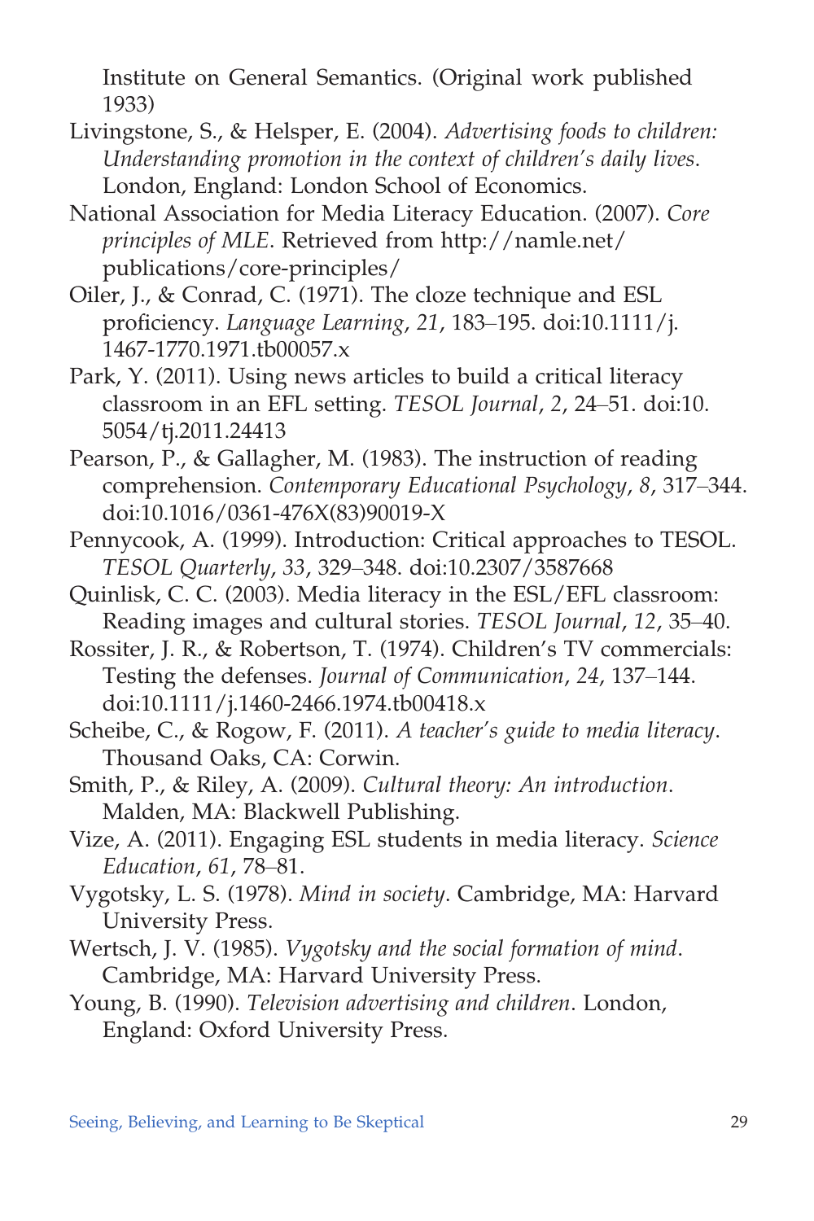Institute on General Semantics. (Original work published 1933)

Livingstone, S., & Helsper, E. (2004). *Advertising foods to children: Understanding promotion in the context of children's daily lives*. London, England: London School of Economics.

National Association for Media Literacy Education. (2007). *Core principles of MLE*. Retrieved from http://namle.net/publications/core-principles/

Oiler, J., & Conrad, C. (1971). The cloze technique and ESL proficiency. *Language Learning*, *21*, 183–195. doi:10.1111/j.1467-1770.1971.tb00057.x

Park, Y. (2011). Using news articles to build a critical literacy classroom in an EFL setting. *TESOL Journal*, *2*, 24–51. doi:10.5054/tj.2011.24413

Pearson, P., & Gallagher, M. (1983). The instruction of reading comprehension. *Contemporary Educational Psychology*, *8*, 317–344. doi:10.1016/0361-476X(83)90019-X

Pennycook, A. (1999). Introduction: Critical approaches to TESOL. *TESOL Quarterly*, *33*, 329–348. doi:10.2307/3587668

Quinlisk, C. C. (2003). Media literacy in the ESL/EFL classroom: Reading images and cultural stories. *TESOL Journal*, *12*, 35–40.

Rossiter, J. R., & Robertson, T. (1974). Children's TV commercials: Testing the defenses. *Journal of Communication*, *24*, 137–144. doi:10.1111/j.1460-2466.1974.tb00418.x

Scheibe, C., & Rogow, F. (2011). *A teacher's guide to media literacy*. Thousand Oaks, CA: Corwin.

Smith, P., & Riley, A. (2009). *Cultural theory: An introduction*. Malden, MA: Blackwell Publishing.

Vize, A. (2011). Engaging ESL students in media literacy. *Science Education*, *61*, 78–81.

Vygotsky, L. S. (1978). *Mind in society*. Cambridge, MA: Harvard University Press.

Wertsch, J. V. (1985). *Vygotsky and the social formation of mind*. Cambridge, MA: Harvard University Press.

Young, B. (1990). *Television advertising and children*. London, England: Oxford University Press.